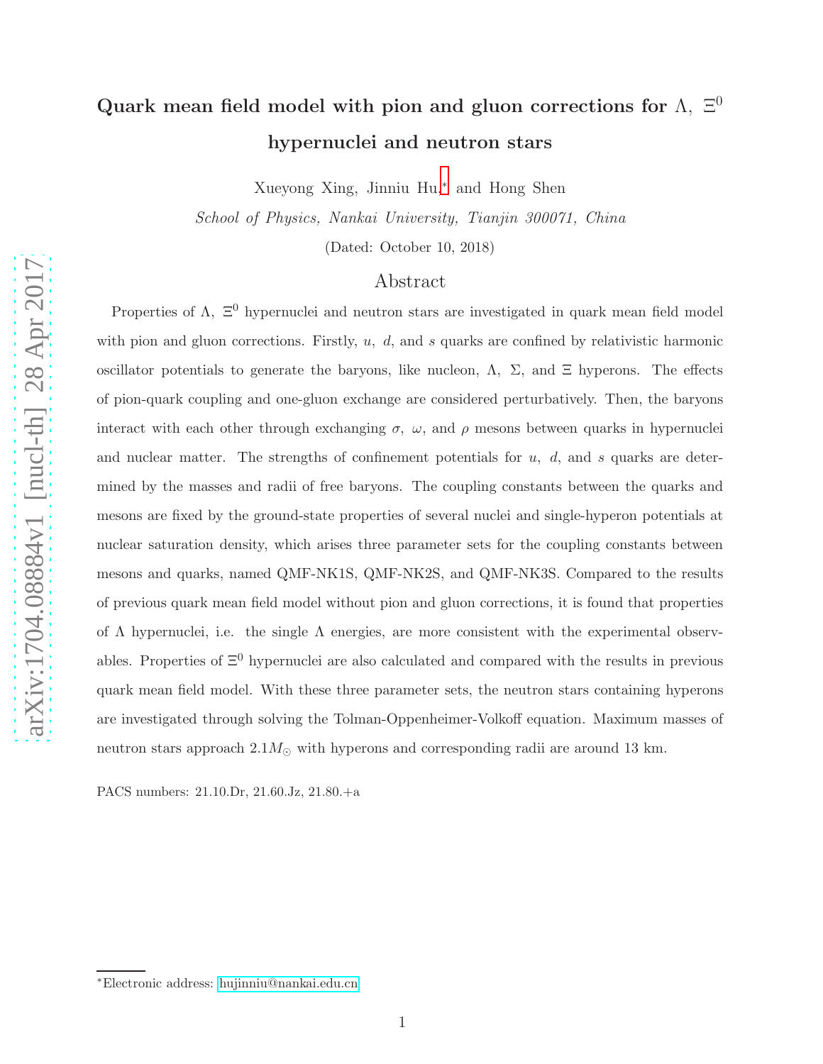# Quark mean field model with pion and gluon corrections for $\Lambda$, $\Xi^0$ hypernuclei and neutron stars

Xueyong Xing, Jinniu Hu,* and Hong Shen

*School of Physics, Nankai University, Tianjin 300071, China*

(Dated: October 10, 2018)

## Abstract

Properties of $\Lambda$, $\Xi^0$ hypernuclei and neutron stars are investigated in quark mean field model with pion and gluon corrections. Firstly, $u$, $d$, and $s$ quarks are confined by relativistic harmonic oscillator potentials to generate the baryons, like nucleon, $\Lambda$, $\Sigma$, and $\Xi$ hyperons. The effects of pion-quark coupling and one-gluon exchange are considered perturbatively. Then, the baryons interact with each other through exchanging $\sigma$, $\omega$, and $\rho$ mesons between quarks in hypernuclei and nuclear matter. The strengths of confinement potentials for $u$, $d$, and $s$ quarks are determined by the masses and radii of free baryons. The coupling constants between the quarks and mesons are fixed by the ground-state properties of several nuclei and single-hyperon potentials at nuclear saturation density, which arises three parameter sets for the coupling constants between mesons and quarks, named QMF-NK1S, QMF-NK2S, and QMF-NK3S. Compared to the results of previous quark mean field model without pion and gluon corrections, it is found that properties of $\Lambda$ hypernuclei, i.e. the single $\Lambda$ energies, are more consistent with the experimental observables. Properties of $\Xi^0$ hypernuclei are also calculated and compared with the results in previous quark mean field model. With these three parameter sets, the neutron stars containing hyperons are investigated through solving the Tolman-Oppenheimer-Volkoff equation. Maximum masses of neutron stars approach $2.1M_\odot$ with hyperons and corresponding radii are around 13 km.

PACS numbers: 21.10.Dr, 21.60.Jz, 21.80.+a

*Electronic address: hujinniu@nankai.edu.cn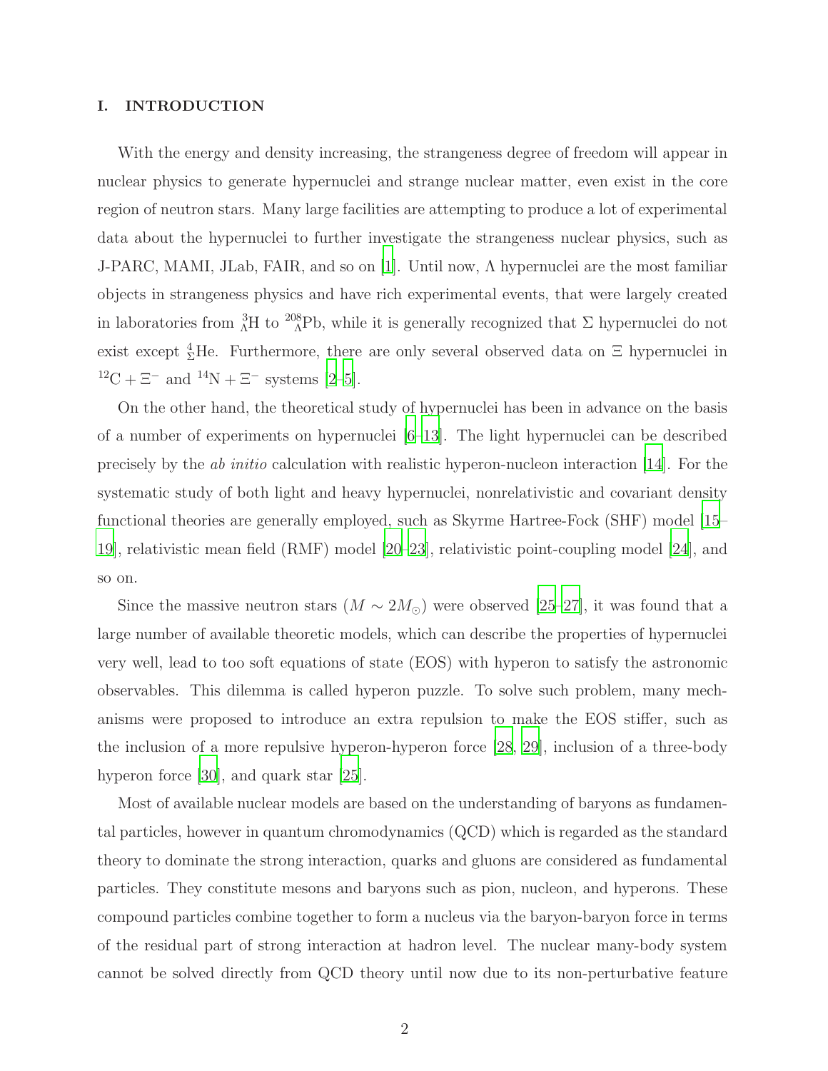## I. INTRODUCTION

With the energy and density increasing, the strangeness degree of freedom will appear in nuclear physics to generate hypernuclei and strange nuclear matter, even exist in the core region of neutron stars. Many large facilities are attempting to produce a lot of experimental data about the hypernuclei to further investigate the strangeness nuclear physics, such as J-PARC, MAMI, JLab, FAIR, and so on [1]. Until now, Λ hypernuclei are the most familiar objects in strangeness physics and have rich experimental events, that were largely created in laboratories from $^{3}_{\Lambda}$H to $^{208}_{\Lambda}$Pb, while it is generally recognized that Σ hypernuclei do not exist except $^{4}_{\Sigma}$He. Furthermore, there are only several observed data on Ξ hypernuclei in $^{12}\text{C} + \Xi^-$ and $^{14}\text{N} + \Xi^-$ systems [2–5].

On the other hand, the theoretical study of hypernuclei has been in advance on the basis of a number of experiments on hypernuclei [6–13]. The light hypernuclei can be described precisely by the *ab initio* calculation with realistic hyperon-nucleon interaction [14]. For the systematic study of both light and heavy hypernuclei, nonrelativistic and covariant density functional theories are generally employed, such as Skyrme Hartree-Fock (SHF) model [15–19], relativistic mean field (RMF) model [20–23], relativistic point-coupling model [24], and so on.

Since the massive neutron stars ($M \sim 2M_\odot$) were observed [25–27], it was found that a large number of available theoretic models, which can describe the properties of hypernuclei very well, lead to too soft equations of state (EOS) with hyperon to satisfy the astronomic observables. This dilemma is called hyperon puzzle. To solve such problem, many mechanisms were proposed to introduce an extra repulsion to make the EOS stiffer, such as the inclusion of a more repulsive hyperon-hyperon force [28, 29], inclusion of a three-body hyperon force [30], and quark star [25].

Most of available nuclear models are based on the understanding of baryons as fundamental particles, however in quantum chromodynamics (QCD) which is regarded as the standard theory to dominate the strong interaction, quarks and gluons are considered as fundamental particles. They constitute mesons and baryons such as pion, nucleon, and hyperons. These compound particles combine together to form a nucleus via the baryon-baryon force in terms of the residual part of strong interaction at hadron level. The nuclear many-body system cannot be solved directly from QCD theory until now due to its non-perturbative feature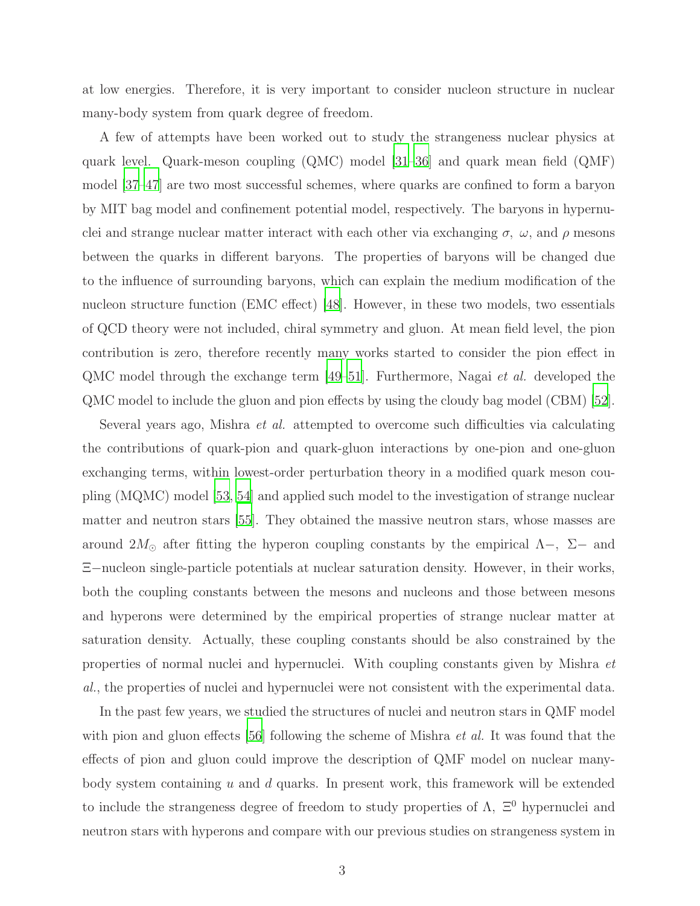at low energies. Therefore, it is very important to consider nucleon structure in nuclear many-body system from quark degree of freedom.

A few of attempts have been worked out to study the strangeness nuclear physics at quark level. Quark-meson coupling (QMC) model [31–36] and quark mean field (QMF) model [37–47] are two most successful schemes, where quarks are confined to form a baryon by MIT bag model and confinement potential model, respectively. The baryons in hypernuclei and strange nuclear matter interact with each other via exchanging $\sigma$, $\omega$, and $\rho$ mesons between the quarks in different baryons. The properties of baryons will be changed due to the influence of surrounding baryons, which can explain the medium modification of the nucleon structure function (EMC effect) [48]. However, in these two models, two essentials of QCD theory were not included, chiral symmetry and gluon. At mean field level, the pion contribution is zero, therefore recently many works started to consider the pion effect in QMC model through the exchange term [49–51]. Furthermore, Nagai *et al.* developed the QMC model to include the gluon and pion effects by using the cloudy bag model (CBM) [52].

Several years ago, Mishra *et al.* attempted to overcome such difficulties via calculating the contributions of quark-pion and quark-gluon interactions by one-pion and one-gluon exchanging terms, within lowest-order perturbation theory in a modified quark meson coupling (MQMC) model [53, 54] and applied such model to the investigation of strange nuclear matter and neutron stars [55]. They obtained the massive neutron stars, whose masses are around $2M_\odot$ after fitting the hyperon coupling constants by the empirical $\Lambda-$, $\Sigma-$ and $\Xi-$nucleon single-particle potentials at nuclear saturation density. However, in their works, both the coupling constants between the mesons and nucleons and those between mesons and hyperons were determined by the empirical properties of strange nuclear matter at saturation density. Actually, these coupling constants should be also constrained by the properties of normal nuclei and hypernuclei. With coupling constants given by Mishra *et al.*, the properties of nuclei and hypernuclei were not consistent with the experimental data.

In the past few years, we studied the structures of nuclei and neutron stars in QMF model with pion and gluon effects [56] following the scheme of Mishra *et al.* It was found that the effects of pion and gluon could improve the description of QMF model on nuclear many-body system containing $u$ and $d$ quarks. In present work, this framework will be extended to include the strangeness degree of freedom to study properties of $\Lambda$, $\Xi^0$ hypernuclei and neutron stars with hyperons and compare with our previous studies on strangeness system in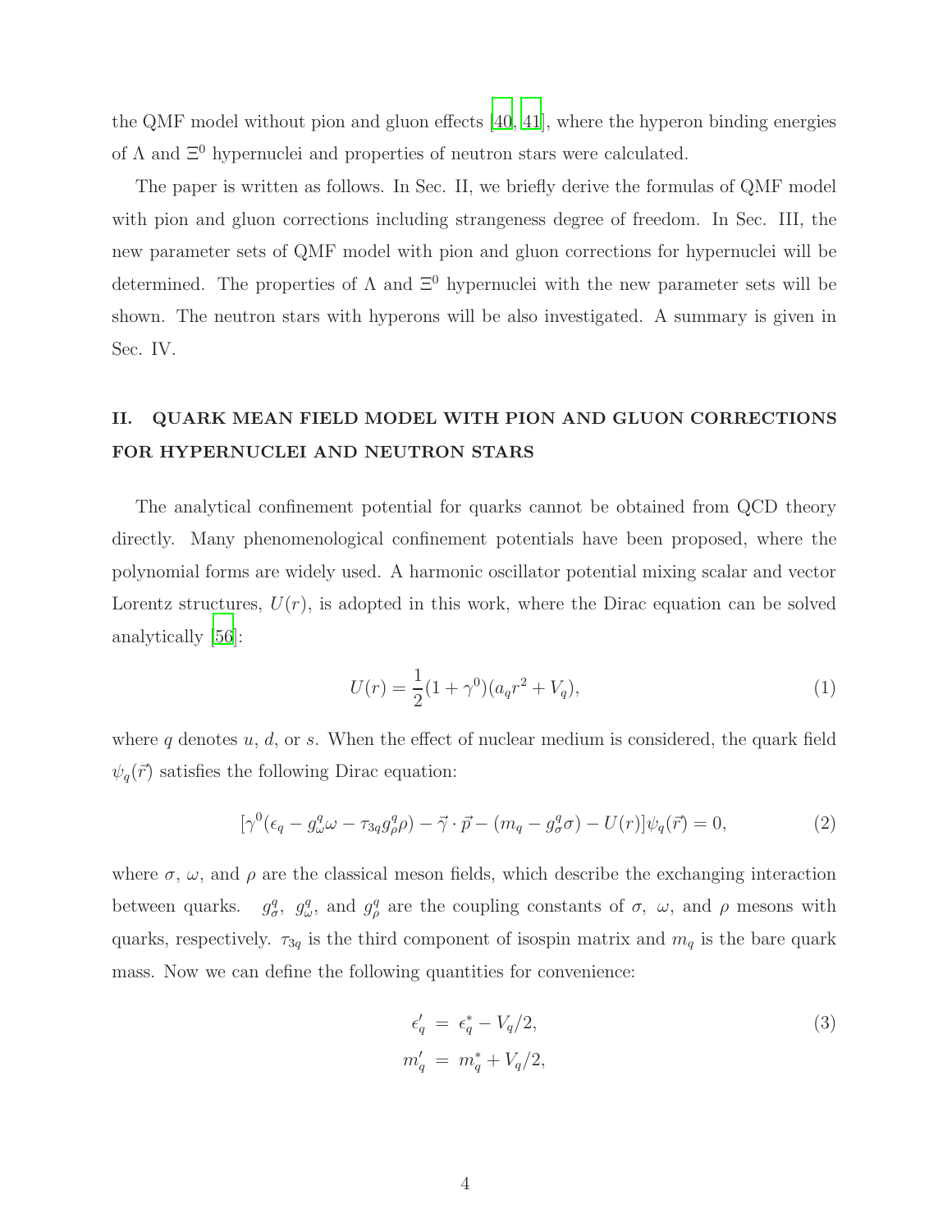the QMF model without pion and gluon effects [40, 41], where the hyperon binding energies of $\Lambda$ and $\Xi^0$ hypernuclei and properties of neutron stars were calculated.

The paper is written as follows. In Sec. II, we briefly derive the formulas of QMF model with pion and gluon corrections including strangeness degree of freedom. In Sec. III, the new parameter sets of QMF model with pion and gluon corrections for hypernuclei will be determined. The properties of $\Lambda$ and $\Xi^0$ hypernuclei with the new parameter sets will be shown. The neutron stars with hyperons will be also investigated. A summary is given in Sec. IV.

## II. QUARK MEAN FIELD MODEL WITH PION AND GLUON CORRECTIONS FOR HYPERNUCLEI AND NEUTRON STARS

The analytical confinement potential for quarks cannot be obtained from QCD theory directly. Many phenomenological confinement potentials have been proposed, where the polynomial forms are widely used. A harmonic oscillator potential mixing scalar and vector Lorentz structures, $U(r)$, is adopted in this work, where the Dirac equation can be solved analytically [56]:

$$U(r) = \frac{1}{2}(1+\gamma^0)(a_q r^2 + V_q), \tag{1}$$

where $q$ denotes $u$, $d$, or $s$. When the effect of nuclear medium is considered, the quark field $\psi_q(\vec{r})$ satisfies the following Dirac equation:

$$[\gamma^0(\epsilon_q - g^q_\omega \omega - \tau_{3q} g^q_\rho \rho) - \vec{\gamma}\cdot\vec{p} - (m_q - g^q_\sigma \sigma) - U(r)]\psi_q(\vec{r}) = 0, \tag{2}$$

where $\sigma$, $\omega$, and $\rho$ are the classical meson fields, which describe the exchanging interaction between quarks. $g^q_\sigma$, $g^q_\omega$, and $g^q_\rho$ are the coupling constants of $\sigma$, $\omega$, and $\rho$ mesons with quarks, respectively. $\tau_{3q}$ is the third component of isospin matrix and $m_q$ is the bare quark mass. Now we can define the following quantities for convenience:

$$\begin{aligned} \epsilon'_q &= \epsilon^*_q - V_q/2, \\ m'_q &= m^*_q + V_q/2, \end{aligned} \tag{3}$$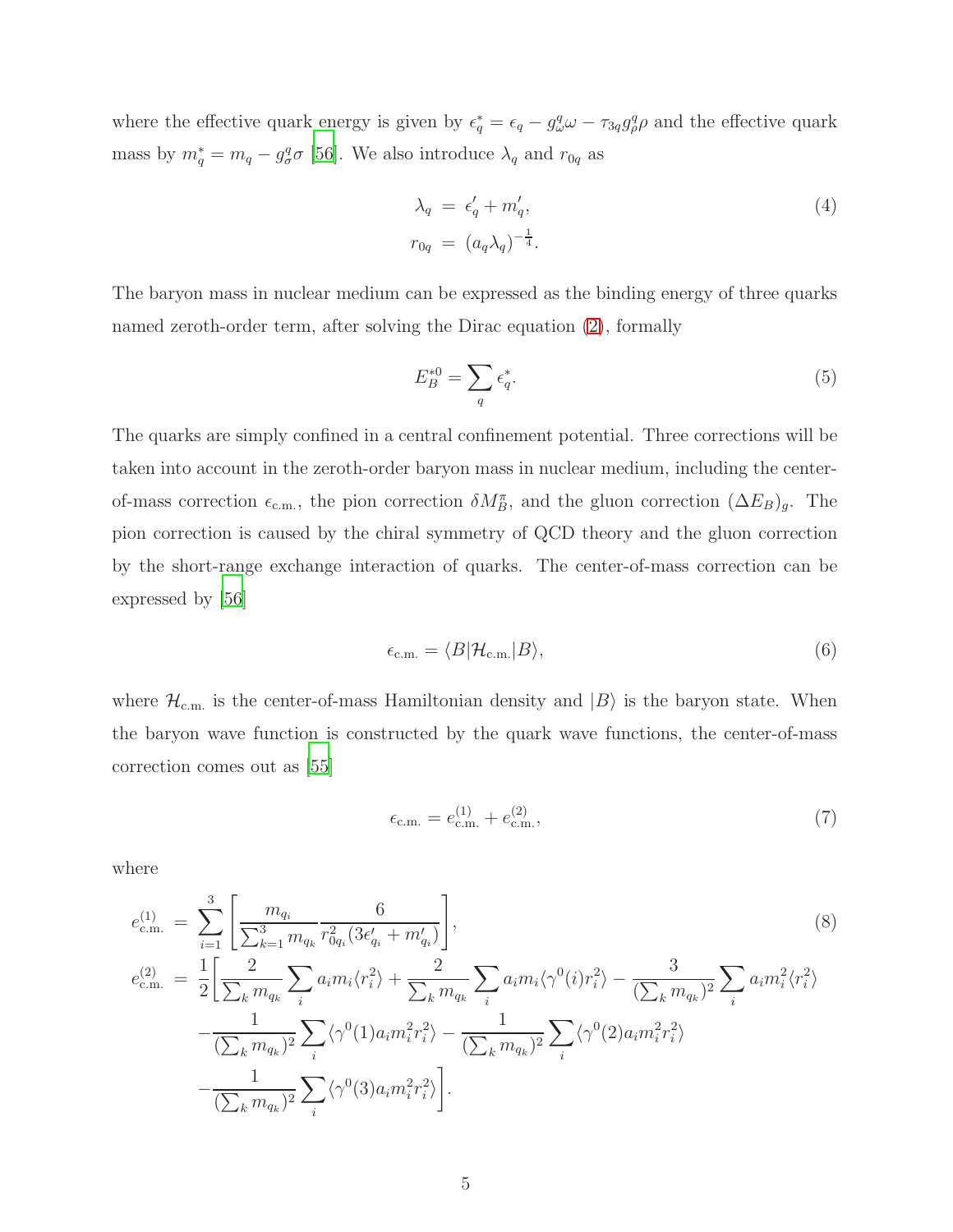where the effective quark energy is given by $\epsilon_q^* = \epsilon_q - g_\omega^q \omega - \tau_{3q} g_\rho^q \rho$ and the effective quark mass by $m_q^* = m_q - g_\sigma^q \sigma$ [56]. We also introduce $\lambda_q$ and $r_{0q}$ as

$$
\begin{aligned}
\lambda_q &= \epsilon_q' + m_q', \\
r_{0q} &= (a_q \lambda_q)^{-\frac{1}{4}}.
\end{aligned}
\tag{4}
$$

The baryon mass in nuclear medium can be expressed as the binding energy of three quarks named zeroth-order term, after solving the Dirac equation (2), formally

$$
E_B^{*0} = \sum_q \epsilon_q^*. \tag{5}
$$

The quarks are simply confined in a central confinement potential. Three corrections will be taken into account in the zeroth-order baryon mass in nuclear medium, including the center-of-mass correction $\epsilon_{\text{c.m.}}$, the pion correction $\delta M_B^\pi$, and the gluon correction $(\Delta E_B)_g$. The pion correction is caused by the chiral symmetry of QCD theory and the gluon correction by the short-range exchange interaction of quarks. The center-of-mass correction can be expressed by [56]

$$
\epsilon_{\text{c.m.}} = \langle B | \mathcal{H}_{\text{c.m.}} | B \rangle, \tag{6}
$$

where $\mathcal{H}_{\text{c.m.}}$ is the center-of-mass Hamiltonian density and $|B\rangle$ is the baryon state. When the baryon wave function is constructed by the quark wave functions, the center-of-mass correction comes out as [55]

$$
\epsilon_{\text{c.m.}} = e_{\text{c.m.}}^{(1)} + e_{\text{c.m.}}^{(2)}, \tag{7}
$$

where

$$
\begin{aligned}
e_{\text{c.m.}}^{(1)} &= \sum_{i=1}^{3} \left[ \frac{m_{q_i}}{\sum_{k=1}^{3} m_{q_k}} \frac{6}{r_{0q_i}^2 (3\epsilon_{q_i}' + m_{q_i}')} \right], \\
e_{\text{c.m.}}^{(2)} &= \frac{1}{2} \Bigg[ \frac{2}{\sum_k m_{q_k}} \sum_i a_i m_i \langle r_i^2 \rangle + \frac{2}{\sum_k m_{q_k}} \sum_i a_i m_i \langle \gamma^0(i) r_i^2 \rangle - \frac{3}{(\sum_k m_{q_k})^2} \sum_i a_i m_i^2 \langle r_i^2 \rangle \\
&\quad - \frac{1}{(\sum_k m_{q_k})^2} \sum_i \langle \gamma^0(1) a_i m_i^2 r_i^2 \rangle - \frac{1}{(\sum_k m_{q_k})^2} \sum_i \langle \gamma^0(2) a_i m_i^2 r_i^2 \rangle \\
&\quad - \frac{1}{(\sum_k m_{q_k})^2} \sum_i \langle \gamma^0(3) a_i m_i^2 r_i^2 \rangle \Bigg].
\end{aligned}
\tag{8}
$$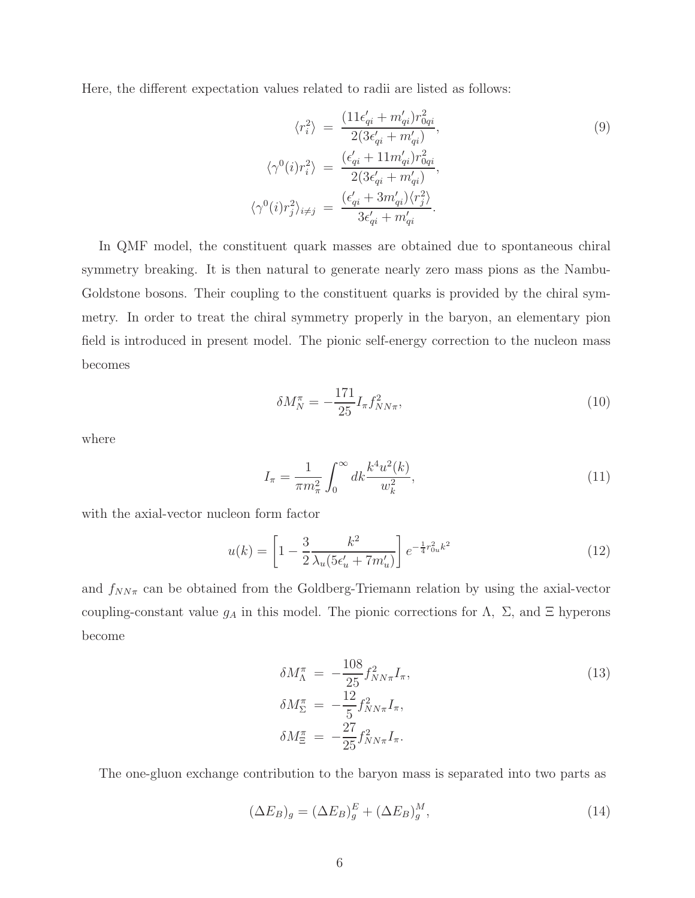Here, the different expectation values related to radii are listed as follows:

$$
\begin{aligned}
\langle r_i^2 \rangle &= \frac{(11\epsilon'_{qi} + m'_{qi}) r_{0qi}^2}{2(3\epsilon'_{qi} + m'_{qi})}, \\
\langle \gamma^0(i) r_i^2 \rangle &= \frac{(\epsilon'_{qi} + 11 m'_{qi}) r_{0qi}^2}{2(3\epsilon'_{qi} + m'_{qi})}, \\
\langle \gamma^0(i) r_j^2 \rangle_{i \neq j} &= \frac{(\epsilon'_{qi} + 3 m'_{qi}) \langle r_j^2 \rangle}{3\epsilon'_{qi} + m'_{qi}}.
\end{aligned}
\tag{9}
$$

In QMF model, the constituent quark masses are obtained due to spontaneous chiral symmetry breaking. It is then natural to generate nearly zero mass pions as the Nambu-Goldstone bosons. Their coupling to the constituent quarks is provided by the chiral symmetry. In order to treat the chiral symmetry properly in the baryon, an elementary pion field is introduced in present model. The pionic self-energy correction to the nucleon mass becomes

$$
\delta M_N^\pi = -\frac{171}{25} I_\pi f_{NN\pi}^2, \tag{10}
$$

where

$$
I_\pi = \frac{1}{\pi m_\pi^2} \int_0^\infty dk \frac{k^4 u^2(k)}{w_k^2}, \tag{11}
$$

with the axial-vector nucleon form factor

$$
u(k) = \left[ 1 - \frac{3}{2} \frac{k^2}{\lambda_u (5\epsilon'_u + 7 m'_u)} \right] e^{-\frac{1}{4} r_{0u}^2 k^2} \tag{12}
$$

and $f_{NN\pi}$ can be obtained from the Goldberg-Triemann relation by using the axial-vector coupling-constant value $g_A$ in this model. The pionic corrections for $\Lambda$, $\Sigma$, and $\Xi$ hyperons become

$$
\begin{aligned}
\delta M_\Lambda^\pi &= -\frac{108}{25} f_{NN\pi}^2 I_\pi, \\
\delta M_\Sigma^\pi &= -\frac{12}{5} f_{NN\pi}^2 I_\pi, \\
\delta M_\Xi^\pi &= -\frac{27}{25} f_{NN\pi}^2 I_\pi.
\end{aligned}
\tag{13}
$$

The one-gluon exchange contribution to the baryon mass is separated into two parts as

$$
(\Delta E_B)_g = (\Delta E_B)_g^E + (\Delta E_B)_g^M, \tag{14}
$$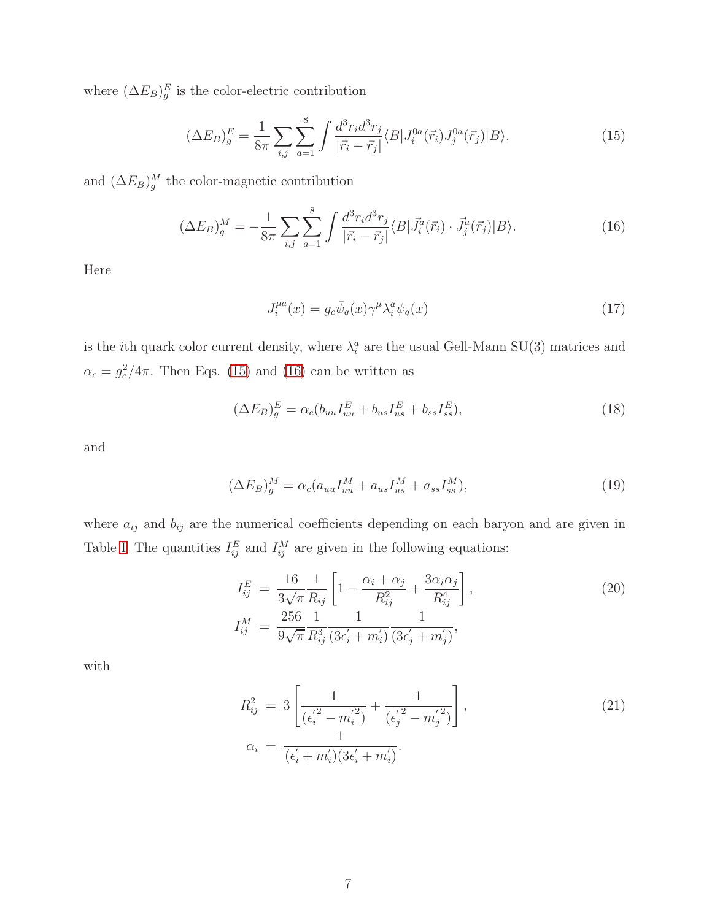where $(\Delta E_B)_g^E$ is the color-electric contribution

$$(\Delta E_B)_g^E = \frac{1}{8\pi}\sum_{i,j}\sum_{a=1}^{8}\int \frac{d^3r_i d^3r_j}{|\vec{r}_i - \vec{r}_j|}\langle B|J_i^{0a}(\vec{r}_i)J_j^{0a}(\vec{r}_j)|B\rangle, \tag{15}$$

and $(\Delta E_B)_g^M$ the color-magnetic contribution

$$(\Delta E_B)_g^M = -\frac{1}{8\pi}\sum_{i,j}\sum_{a=1}^{8}\int \frac{d^3r_i d^3r_j}{|\vec{r}_i - \vec{r}_j|}\langle B|\vec{J}_i^a(\vec{r}_i)\cdot\vec{J}_j^a(\vec{r}_j)|B\rangle. \tag{16}$$

Here

$$J_i^{\mu a}(x) = g_c\bar{\psi}_q(x)\gamma^\mu\lambda_i^a\psi_q(x) \tag{17}$$

is the $i$th quark color current density, where $\lambda_i^a$ are the usual Gell-Mann SU(3) matrices and $\alpha_c = g_c^2/4\pi$. Then Eqs. (15) and (16) can be written as

$$(\Delta E_B)_g^E = \alpha_c(b_{uu}I_{uu}^E + b_{us}I_{us}^E + b_{ss}I_{ss}^E), \tag{18}$$

and

$$(\Delta E_B)_g^M = \alpha_c(a_{uu}I_{uu}^M + a_{us}I_{us}^M + a_{ss}I_{ss}^M), \tag{19}$$

where $a_{ij}$ and $b_{ij}$ are the numerical coefficients depending on each baryon and are given in Table I. The quantities $I_{ij}^E$ and $I_{ij}^M$ are given in the following equations:

$$\begin{aligned}
I_{ij}^E &= \frac{16}{3\sqrt{\pi}}\frac{1}{R_{ij}}\left[1 - \frac{\alpha_i+\alpha_j}{R_{ij}^2} + \frac{3\alpha_i\alpha_j}{R_{ij}^4}\right], \\
I_{ij}^M &= \frac{256}{9\sqrt{\pi}}\frac{1}{R_{ij}^3}\frac{1}{(3\epsilon_i^{'}+m_i^{'})}\frac{1}{(3\epsilon_j^{'}+m_j^{'})},
\end{aligned} \tag{20}$$

with

$$\begin{aligned}
R_{ij}^2 &= 3\left[\frac{1}{({\epsilon_i^{'}}^2 - {m_i^{'}}^2)} + \frac{1}{({\epsilon_j^{'}}^2 - {m_j^{'}}^2)}\right], \\
\alpha_i &= \frac{1}{(\epsilon_i^{'}+m_i^{'})(3\epsilon_i^{'}+m_i^{'})}.
\end{aligned} \tag{21}$$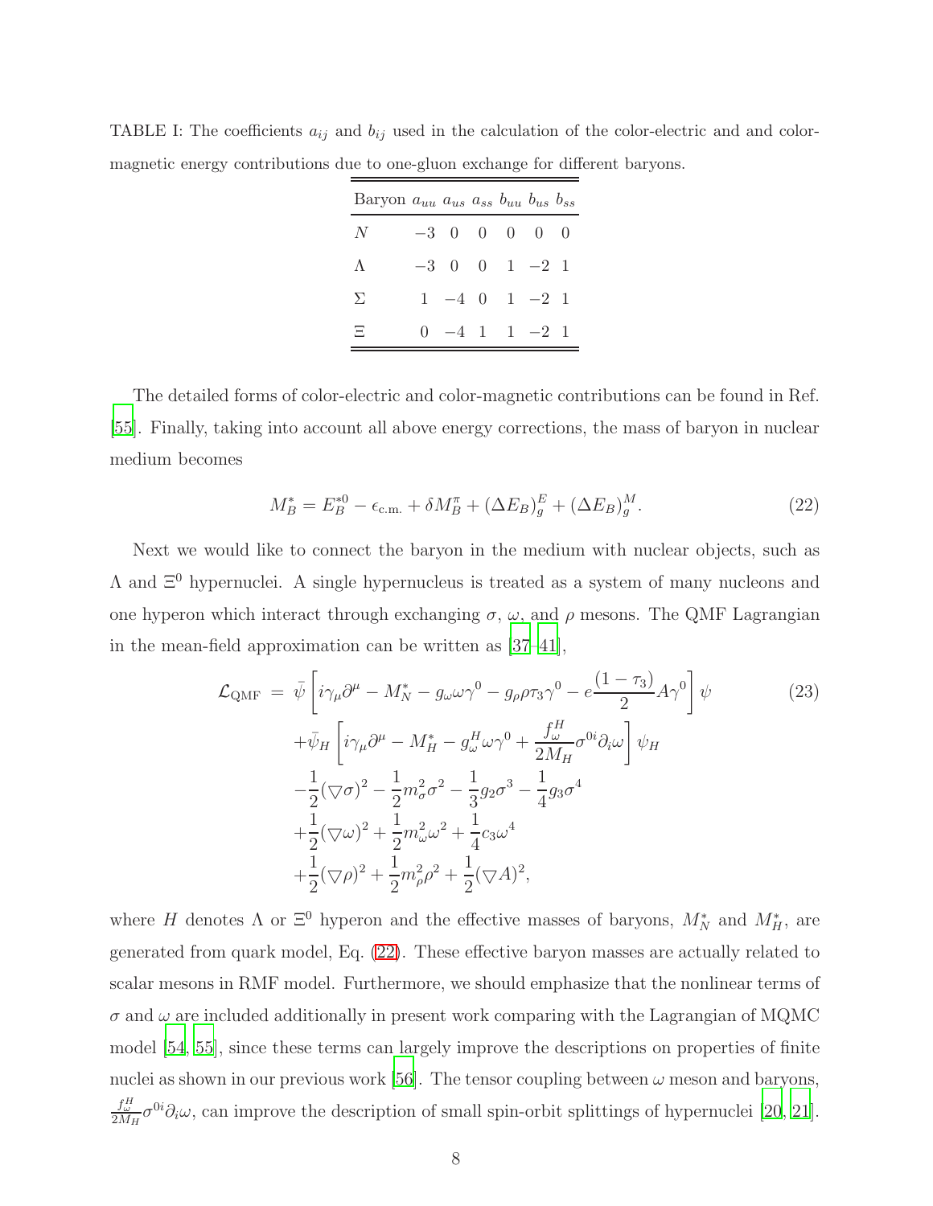TABLE I: The coefficients $a_{ij}$ and $b_{ij}$ used in the calculation of the color-electric and and color-magnetic energy contributions due to one-gluon exchange for different baryons.

| Baryon | $a_{uu}$ | $a_{us}$ | $a_{ss}$ | $b_{uu}$ | $b_{us}$ | $b_{ss}$ |
|---|---|---|---|---|---|---|
| $N$ | $-3$ | 0 | 0 | 0 | 0 | 0 |
| $\Lambda$ | $-3$ | 0 | 0 | 1 | $-2$ | 1 |
| $\Sigma$ | 1 | $-4$ | 0 | 1 | $-2$ | 1 |
| $\Xi$ | 0 | $-4$ | 1 | 1 | $-2$ | 1 |

The detailed forms of color-electric and color-magnetic contributions can be found in Ref. [55]. Finally, taking into account all above energy corrections, the mass of baryon in nuclear medium becomes

$$M_B^* = E_B^{*0} - \epsilon_{\text{c.m.}} + \delta M_B^{\pi} + (\Delta E_B)_g^E + (\Delta E_B)_g^M. \tag{22}$$

Next we would like to connect the baryon in the medium with nuclear objects, such as $\Lambda$ and $\Xi^0$ hypernuclei. A single hypernucleus is treated as a system of many nucleons and one hyperon which interact through exchanging $\sigma$, $\omega$, and $\rho$ mesons. The QMF Lagrangian in the mean-field approximation can be written as [37–41],

$$\begin{aligned}
\mathcal{L}_{\text{QMF}} = & \ \bar{\psi}\left[i\gamma_\mu\partial^\mu - M_N^* - g_\omega\omega\gamma^0 - g_\rho\rho\tau_3\gamma^0 - e\frac{(1-\tau_3)}{2}A\gamma^0\right]\psi \\
& + \bar{\psi}_H\left[i\gamma_\mu\partial^\mu - M_H^* - g_\omega^H\omega\gamma^0 + \frac{f_\omega^H}{2M_H}\sigma^{0i}\partial_i\omega\right]\psi_H \\
& - \frac{1}{2}(\bigtriangledown\sigma)^2 - \frac{1}{2}m_\sigma^2\sigma^2 - \frac{1}{3}g_2\sigma^3 - \frac{1}{4}g_3\sigma^4 \\
& + \frac{1}{2}(\bigtriangledown\omega)^2 + \frac{1}{2}m_\omega^2\omega^2 + \frac{1}{4}c_3\omega^4 \\
& + \frac{1}{2}(\bigtriangledown\rho)^2 + \frac{1}{2}m_\rho^2\rho^2 + \frac{1}{2}(\bigtriangledown A)^2,
\end{aligned} \tag{23}$$

where $H$ denotes $\Lambda$ or $\Xi^0$ hyperon and the effective masses of baryons, $M_N^*$ and $M_H^*$, are generated from quark model, Eq. (22). These effective baryon masses are actually related to scalar mesons in RMF model. Furthermore, we should emphasize that the nonlinear terms of $\sigma$ and $\omega$ are included additionally in present work comparing with the Lagrangian of MQMC model [54, 55], since these terms can largely improve the descriptions on properties of finite nuclei as shown in our previous work [56]. The tensor coupling between $\omega$ meson and baryons, $\frac{f_\omega^H}{2M_H}\sigma^{0i}\partial_i\omega$, can improve the description of small spin-orbit splittings of hypernuclei [20, 21].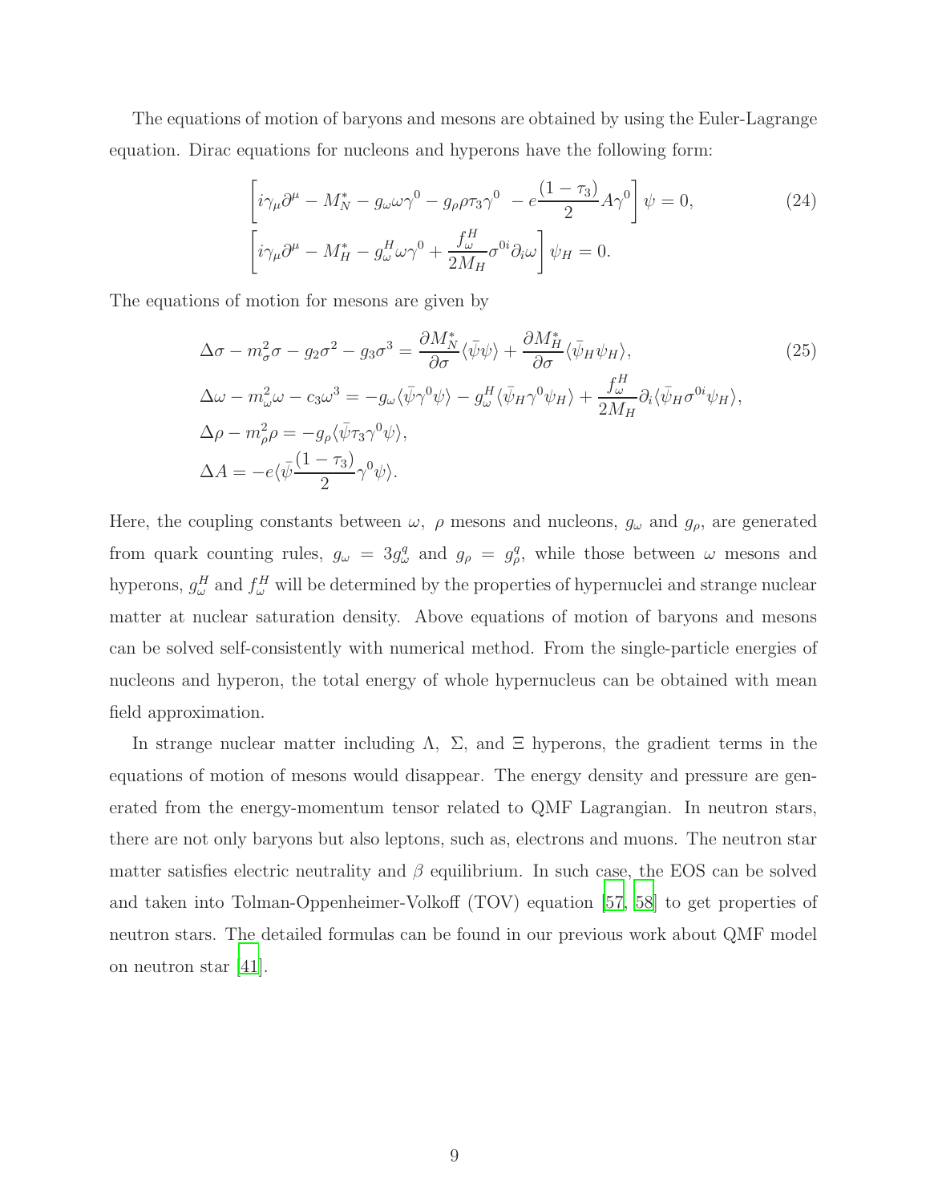The equations of motion of baryons and mesons are obtained by using the Euler-Lagrange equation. Dirac equations for nucleons and hyperons have the following form:

$$
\begin{aligned}
&\left[i\gamma_\mu\partial^\mu - M_N^* - g_\omega\omega\gamma^0 - g_\rho\rho\tau_3\gamma^0 \; - e\frac{(1-\tau_3)}{2}A\gamma^0\right]\psi = 0, \\
&\left[i\gamma_\mu\partial^\mu - M_H^* - g_\omega^H\omega\gamma^0 + \frac{f_\omega^H}{2M_H}\sigma^{0i}\partial_i\omega\right]\psi_H = 0.
\end{aligned}
\tag{24}
$$

The equations of motion for mesons are given by

$$
\begin{aligned}
&\Delta\sigma - m_\sigma^2\sigma - g_2\sigma^2 - g_3\sigma^3 = \frac{\partial M_N^*}{\partial\sigma}\langle\bar{\psi}\psi\rangle + \frac{\partial M_H^*}{\partial\sigma}\langle\bar{\psi}_H\psi_H\rangle, \\
&\Delta\omega - m_\omega^2\omega - c_3\omega^3 = -g_\omega\langle\bar{\psi}\gamma^0\psi\rangle - g_\omega^H\langle\bar{\psi}_H\gamma^0\psi_H\rangle + \frac{f_\omega^H}{2M_H}\partial_i\langle\bar{\psi}_H\sigma^{0i}\psi_H\rangle, \\
&\Delta\rho - m_\rho^2\rho = -g_\rho\langle\bar{\psi}\tau_3\gamma^0\psi\rangle, \\
&\Delta A = -e\langle\bar{\psi}\frac{(1-\tau_3)}{2}\gamma^0\psi\rangle.
\end{aligned}
\tag{25}
$$

Here, the coupling constants between $\omega$, $\rho$ mesons and nucleons, $g_\omega$ and $g_\rho$, are generated from quark counting rules, $g_\omega = 3g_\omega^q$ and $g_\rho = g_\rho^q$, while those between $\omega$ mesons and hyperons, $g_\omega^H$ and $f_\omega^H$ will be determined by the properties of hypernuclei and strange nuclear matter at nuclear saturation density. Above equations of motion of baryons and mesons can be solved self-consistently with numerical method. From the single-particle energies of nucleons and hyperon, the total energy of whole hypernucleus can be obtained with mean field approximation.

In strange nuclear matter including $\Lambda$, $\Sigma$, and $\Xi$ hyperons, the gradient terms in the equations of motion of mesons would disappear. The energy density and pressure are generated from the energy-momentum tensor related to QMF Lagrangian. In neutron stars, there are not only baryons but also leptons, such as, electrons and muons. The neutron star matter satisfies electric neutrality and $\beta$ equilibrium. In such case, the EOS can be solved and taken into Tolman-Oppenheimer-Volkoff (TOV) equation [57, 58] to get properties of neutron stars. The detailed formulas can be found in our previous work about QMF model on neutron star [41].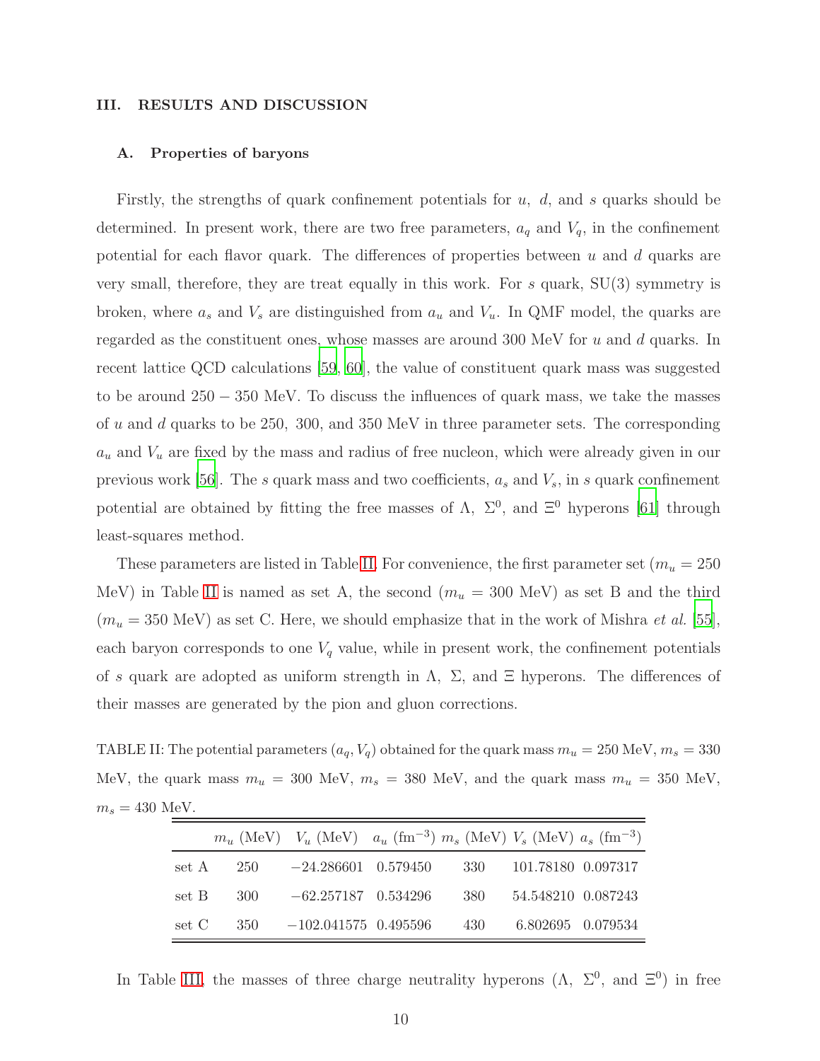## III. RESULTS AND DISCUSSION

### A. Properties of baryons

Firstly, the strengths of quark confinement potentials for $u$, $d$, and $s$ quarks should be determined. In present work, there are two free parameters, $a_q$ and $V_q$, in the confinement potential for each flavor quark. The differences of properties between $u$ and $d$ quarks are very small, therefore, they are treat equally in this work. For $s$ quark, SU(3) symmetry is broken, where $a_s$ and $V_s$ are distinguished from $a_u$ and $V_u$. In QMF model, the quarks are regarded as the constituent ones, whose masses are around 300 MeV for $u$ and $d$ quarks. In recent lattice QCD calculations [59, 60], the value of constituent quark mass was suggested to be around $250 - 350$ MeV. To discuss the influences of quark mass, we take the masses of $u$ and $d$ quarks to be 250, 300, and 350 MeV in three parameter sets. The corresponding $a_u$ and $V_u$ are fixed by the mass and radius of free nucleon, which were already given in our previous work [56]. The $s$ quark mass and two coefficients, $a_s$ and $V_s$, in $s$ quark confinement potential are obtained by fitting the free masses of $\Lambda$, $\Sigma^0$, and $\Xi^0$ hyperons [61] through least-squares method.

These parameters are listed in Table II. For convenience, the first parameter set ($m_u = 250$ MeV) in Table II is named as set A, the second ($m_u = 300$ MeV) as set B and the third ($m_u = 350$ MeV) as set C. Here, we should emphasize that in the work of Mishra *et al.* [55], each baryon corresponds to one $V_q$ value, while in present work, the confinement potentials of $s$ quark are adopted as uniform strength in $\Lambda$, $\Sigma$, and $\Xi$ hyperons. The differences of their masses are generated by the pion and gluon corrections.

TABLE II: The potential parameters $(a_q, V_q)$ obtained for the quark mass $m_u = 250$ MeV, $m_s = 330$ MeV, the quark mass $m_u = 300$ MeV, $m_s = 380$ MeV, and the quark mass $m_u = 350$ MeV, $m_s = 430$ MeV.

| | $m_u$ (MeV) | $V_u$ (MeV) | $a_u$ (fm$^{-3}$) | $m_s$ (MeV) | $V_s$ (MeV) | $a_s$ (fm$^{-3}$) |
|---|---|---|---|---|---|---|
| set A | 250 | $-24.286601$ | 0.579450 | 330 | 101.78180 | 0.097317 |
| set B | 300 | $-62.257187$ | 0.534296 | 380 | 54.548210 | 0.087243 |
| set C | 350 | $-102.041575$ | 0.495596 | 430 | 6.802695 | 0.079534 |

In Table III, the masses of three charge neutrality hyperons ($\Lambda$, $\Sigma^0$, and $\Xi^0$) in free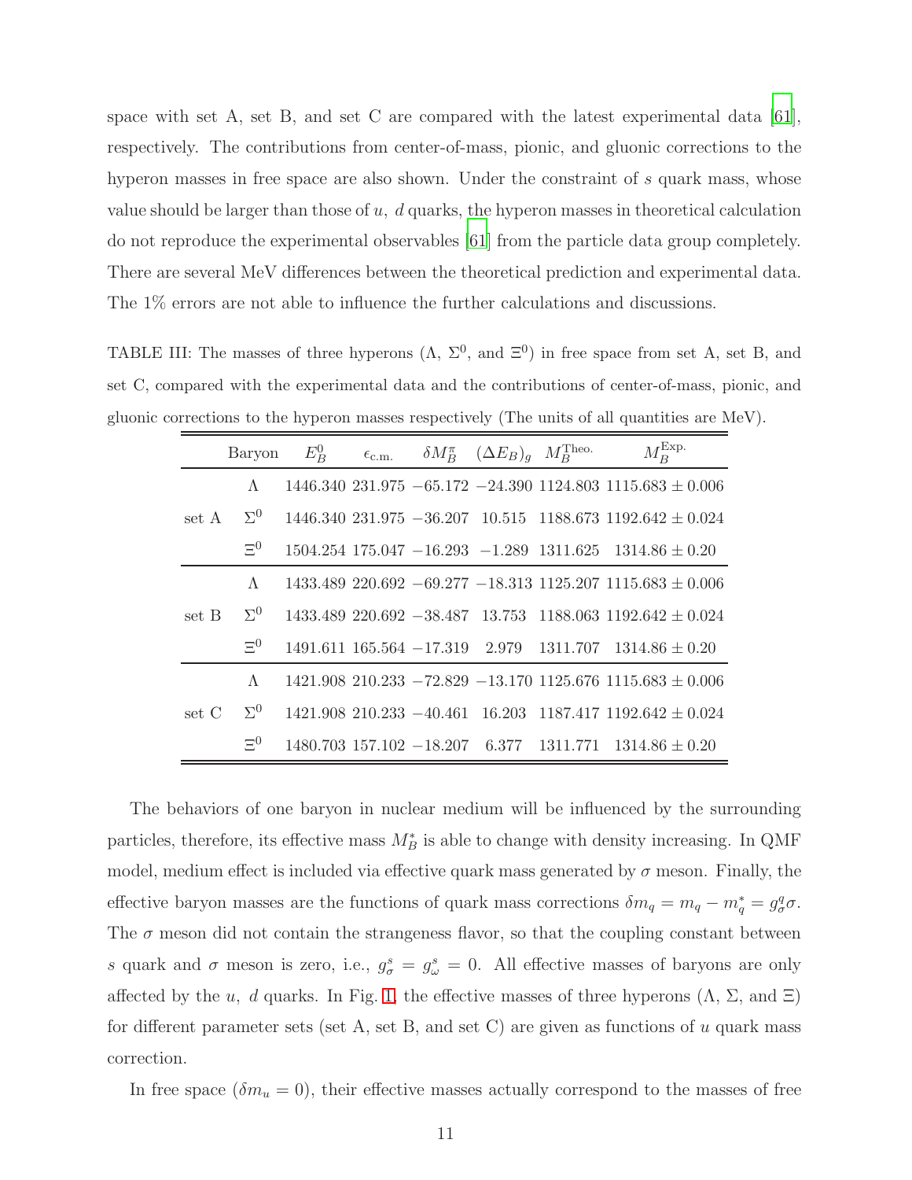space with set A, set B, and set C are compared with the latest experimental data [61], respectively. The contributions from center-of-mass, pionic, and gluonic corrections to the hyperon masses in free space are also shown. Under the constraint of $s$ quark mass, whose value should be larger than those of $u,\ d$ quarks, the hyperon masses in theoretical calculation do not reproduce the experimental observables [61] from the particle data group completely. There are several MeV differences between the theoretical prediction and experimental data. The 1% errors are not able to influence the further calculations and discussions.

TABLE III: The masses of three hyperons ($\Lambda$, $\Sigma^0$, and $\Xi^0$) in free space from set A, set B, and set C, compared with the experimental data and the contributions of center-of-mass, pionic, and gluonic corrections to the hyperon masses respectively (The units of all quantities are MeV).

| | Baryon | $E_B^0$ | $\epsilon_{\text{c.m.}}$ | $\delta M_B^\pi$ | $(\Delta E_B)_g$ | $M_B^{\text{Theo.}}$ | $M_B^{\text{Exp.}}$ |
|---|---|---|---|---|---|---|---|
| set A | $\Lambda$ | 1446.340 | 231.975 | $-65.172$ | $-24.390$ | 1124.803 | $1115.683 \pm 0.006$ |
| | $\Sigma^0$ | 1446.340 | 231.975 | $-36.207$ | 10.515 | 1188.673 | $1192.642 \pm 0.024$ |
| | $\Xi^0$ | 1504.254 | 175.047 | $-16.293$ | $-1.289$ | 1311.625 | $1314.86 \pm 0.20$ |
| set B | $\Lambda$ | 1433.489 | 220.692 | $-69.277$ | $-18.313$ | 1125.207 | $1115.683 \pm 0.006$ |
| | $\Sigma^0$ | 1433.489 | 220.692 | $-38.487$ | 13.753 | 1188.063 | $1192.642 \pm 0.024$ |
| | $\Xi^0$ | 1491.611 | 165.564 | $-17.319$ | 2.979 | 1311.707 | $1314.86 \pm 0.20$ |
| set C | $\Lambda$ | 1421.908 | 210.233 | $-72.829$ | $-13.170$ | 1125.676 | $1115.683 \pm 0.006$ |
| | $\Sigma^0$ | 1421.908 | 210.233 | $-40.461$ | 16.203 | 1187.417 | $1192.642 \pm 0.024$ |
| | $\Xi^0$ | 1480.703 | 157.102 | $-18.207$ | 6.377 | 1311.771 | $1314.86 \pm 0.20$ |

The behaviors of one baryon in nuclear medium will be influenced by the surrounding particles, therefore, its effective mass $M_B^*$ is able to change with density increasing. In QMF model, medium effect is included via effective quark mass generated by $\sigma$ meson. Finally, the effective baryon masses are the functions of quark mass corrections $\delta m_q = m_q - m_q^* = g_\sigma^q \sigma$. The $\sigma$ meson did not contain the strangeness flavor, so that the coupling constant between $s$ quark and $\sigma$ meson is zero, i.e., $g_\sigma^s = g_\omega^s = 0$. All effective masses of baryons are only affected by the $u,\ d$ quarks. In Fig. 1, the effective masses of three hyperons ($\Lambda$, $\Sigma$, and $\Xi$) for different parameter sets (set A, set B, and set C) are given as functions of $u$ quark mass correction.

In free space ($\delta m_u = 0$), their effective masses actually correspond to the masses of free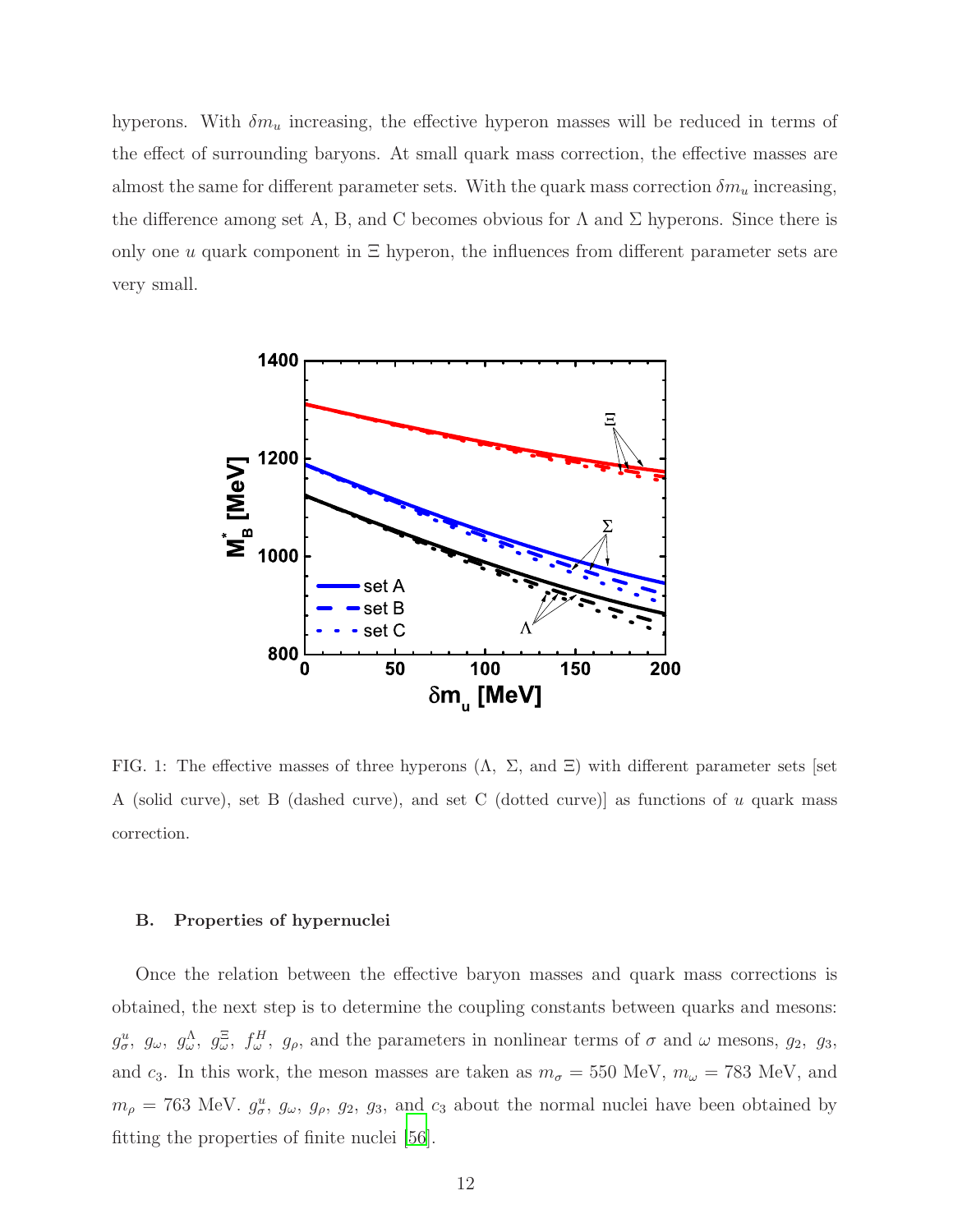hyperons. With $\delta m_u$ increasing, the effective hyperon masses will be reduced in terms of the effect of surrounding baryons. At small quark mass correction, the effective masses are almost the same for different parameter sets. With the quark mass correction $\delta m_u$ increasing, the difference among set A, B, and C becomes obvious for $\Lambda$ and $\Sigma$ hyperons. Since there is only one $u$ quark component in $\Xi$ hyperon, the influences from different parameter sets are very small.

FIG. 1: The effective masses of three hyperons ($\Lambda$, $\Sigma$, and $\Xi$) with different parameter sets [set A (solid curve), set B (dashed curve), and set C (dotted curve)] as functions of $u$ quark mass correction.

### B. Properties of hypernuclei

Once the relation between the effective baryon masses and quark mass corrections is obtained, the next step is to determine the coupling constants between quarks and mesons: $g_\sigma^u$, $g_\omega$, $g_\omega^\Lambda$, $g_\omega^\Xi$, $f_\omega^H$, $g_\rho$, and the parameters in nonlinear terms of $\sigma$ and $\omega$ mesons, $g_2$, $g_3$, and $c_3$. In this work, the meson masses are taken as $m_\sigma = 550$ MeV, $m_\omega = 783$ MeV, and $m_\rho = 763$ MeV. $g_\sigma^u$, $g_\omega$, $g_\rho$, $g_2$, $g_3$, and $c_3$ about the normal nuclei have been obtained by fitting the properties of finite nuclei [56].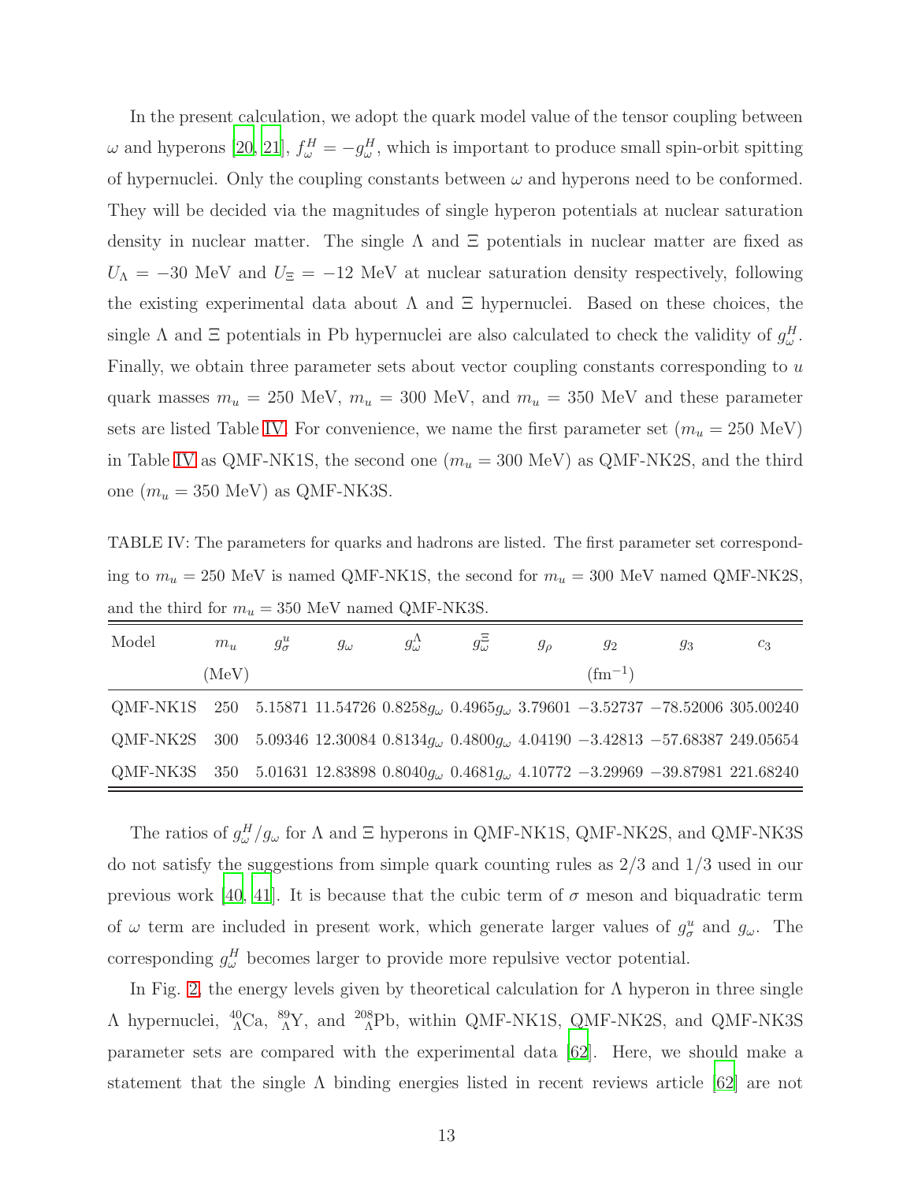In the present calculation, we adopt the quark model value of the tensor coupling between $\omega$ and hyperons [20, 21], $f^H_\omega = -g^H_\omega$, which is important to produce small spin-orbit spitting of hypernuclei. Only the coupling constants between $\omega$ and hyperons need to be conformed. They will be decided via the magnitudes of single hyperon potentials at nuclear saturation density in nuclear matter. The single $\Lambda$ and $\Xi$ potentials in nuclear matter are fixed as $U_\Lambda = -30$ MeV and $U_\Xi = -12$ MeV at nuclear saturation density respectively, following the existing experimental data about $\Lambda$ and $\Xi$ hypernuclei. Based on these choices, the single $\Lambda$ and $\Xi$ potentials in Pb hypernuclei are also calculated to check the validity of $g^H_\omega$. Finally, we obtain three parameter sets about vector coupling constants corresponding to $u$ quark masses $m_u = 250$ MeV, $m_u = 300$ MeV, and $m_u = 350$ MeV and these parameter sets are listed Table IV. For convenience, we name the first parameter set ($m_u = 250$ MeV) in Table IV as QMF-NK1S, the second one ($m_u = 300$ MeV) as QMF-NK2S, and the third one ($m_u = 350$ MeV) as QMF-NK3S.

TABLE IV: The parameters for quarks and hadrons are listed. The first parameter set corresponding to $m_u = 250$ MeV is named QMF-NK1S, the second for $m_u = 300$ MeV named QMF-NK2S, and the third for $m_u = 350$ MeV named QMF-NK3S.

| Model | $m_u$ (MeV) | $g^u_\sigma$ | $g_\omega$ | $g^\Lambda_\omega$ | $g^\Xi_\omega$ | $g_\rho$ | $g_2$ (fm$^{-1}$) | $g_3$ | $c_3$ |
|---|---|---|---|---|---|---|---|---|---|
| QMF-NK1S | 250 | 5.15871 | 11.54726 | $0.8258g_\omega$ | $0.4965g_\omega$ | 3.79601 | $-3.52737$ | $-78.52006$ | 305.00240 |
| QMF-NK2S | 300 | 5.09346 | 12.30084 | $0.8134g_\omega$ | $0.4800g_\omega$ | 4.04190 | $-3.42813$ | $-57.68387$ | 249.05654 |
| QMF-NK3S | 350 | 5.01631 | 12.83898 | $0.8040g_\omega$ | $0.4681g_\omega$ | 4.10772 | $-3.29969$ | $-39.87981$ | 221.68240 |

The ratios of $g^H_\omega/g_\omega$ for $\Lambda$ and $\Xi$ hyperons in QMF-NK1S, QMF-NK2S, and QMF-NK3S do not satisfy the suggestions from simple quark counting rules as 2/3 and 1/3 used in our previous work [40, 41]. It is because that the cubic term of $\sigma$ meson and biquadratic term of $\omega$ term are included in present work, which generate larger values of $g^u_\sigma$ and $g_\omega$. The corresponding $g^H_\omega$ becomes larger to provide more repulsive vector potential.

In Fig. 2, the energy levels given by theoretical calculation for $\Lambda$ hyperon in three single $\Lambda$ hypernuclei, ${}^{40}_{\Lambda}$Ca, ${}^{89}_{\Lambda}$Y, and ${}^{208}_{\Lambda}$Pb, within QMF-NK1S, QMF-NK2S, and QMF-NK3S parameter sets are compared with the experimental data [62]. Here, we should make a statement that the single $\Lambda$ binding energies listed in recent reviews article [62] are not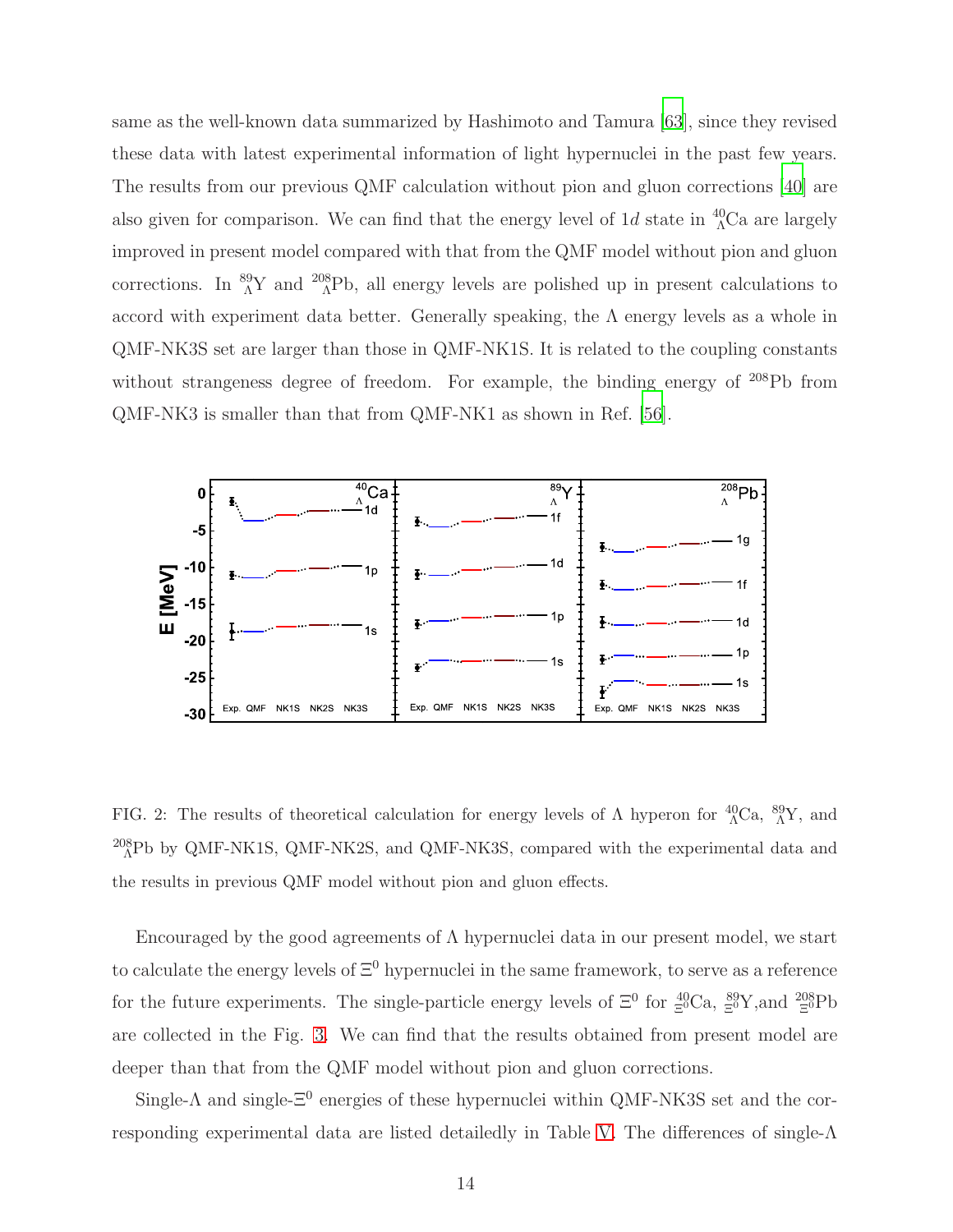same as the well-known data summarized by Hashimoto and Tamura [63], since they revised these data with latest experimental information of light hypernuclei in the past few years. The results from our previous QMF calculation without pion and gluon corrections [40] are also given for comparison. We can find that the energy level of $1d$ state in $^{40}_{\Lambda}$Ca are largely improved in present model compared with that from the QMF model without pion and gluon corrections. In $^{89}_{\Lambda}$Y and $^{208}_{\Lambda}$Pb, all energy levels are polished up in present calculations to accord with experiment data better. Generally speaking, the $\Lambda$ energy levels as a whole in QMF-NK3S set are larger than those in QMF-NK1S. It is related to the coupling constants without strangeness degree of freedom. For example, the binding energy of $^{208}$Pb from QMF-NK3 is smaller than that from QMF-NK1 as shown in Ref. [56].

FIG. 2: The results of theoretical calculation for energy levels of $\Lambda$ hyperon for $^{40}_{\Lambda}$Ca, $^{89}_{\Lambda}$Y, and $^{208}_{\Lambda}$Pb by QMF-NK1S, QMF-NK2S, and QMF-NK3S, compared with the experimental data and the results in previous QMF model without pion and gluon effects.

Encouraged by the good agreements of $\Lambda$ hypernuclei data in our present model, we start to calculate the energy levels of $\Xi^0$ hypernuclei in the same framework, to serve as a reference for the future experiments. The single-particle energy levels of $\Xi^0$ for $^{40}_{\Xi^0}$Ca, $^{89}_{\Xi^0}$Y,and $^{208}_{\Xi^0}$Pb are collected in the Fig. 3. We can find that the results obtained from present model are deeper than that from the QMF model without pion and gluon corrections.

Single-$\Lambda$ and single-$\Xi^0$ energies of these hypernuclei within QMF-NK3S set and the corresponding experimental data are listed detailedly in Table V. The differences of single-$\Lambda$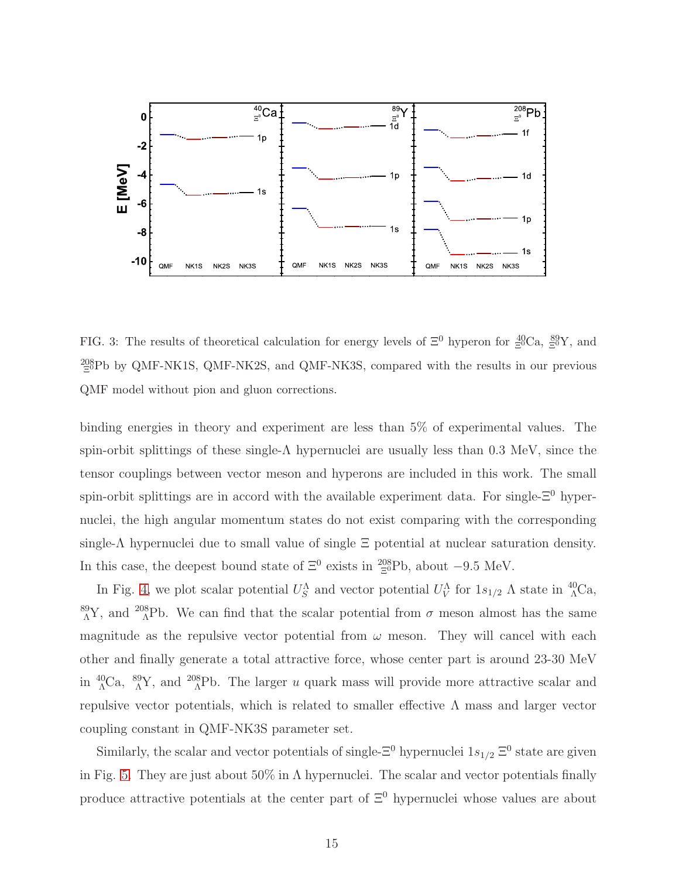FIG. 3: The results of theoretical calculation for energy levels of $\Xi^0$ hyperon for $^{40}_{\Xi^0}$Ca, $^{89}_{\Xi^0}$Y, and $^{208}_{\Xi^0}$Pb by QMF-NK1S, QMF-NK2S, and QMF-NK3S, compared with the results in our previous QMF model without pion and gluon corrections.

binding energies in theory and experiment are less than 5% of experimental values. The spin-orbit splittings of these single-$\Lambda$ hypernuclei are usually less than 0.3 MeV, since the tensor couplings between vector meson and hyperons are included in this work. The small spin-orbit splittings are in accord with the available experiment data. For single-$\Xi^0$ hypernuclei, the high angular momentum states do not exist comparing with the corresponding single-$\Lambda$ hypernuclei due to small value of single $\Xi$ potential at nuclear saturation density. In this case, the deepest bound state of $\Xi^0$ exists in $^{208}_{\Xi^0}$Pb, about $-9.5$ MeV.

In Fig. 4, we plot scalar potential $U_S^\Lambda$ and vector potential $U_V^\Lambda$ for $1s_{1/2}$ $\Lambda$ state in $^{40}_{\Lambda}$Ca, $^{89}_{\Lambda}$Y, and $^{208}_{\Lambda}$Pb. We can find that the scalar potential from $\sigma$ meson almost has the same magnitude as the repulsive vector potential from $\omega$ meson. They will cancel with each other and finally generate a total attractive force, whose center part is around 23-30 MeV in $^{40}_{\Lambda}$Ca, $^{89}_{\Lambda}$Y, and $^{208}_{\Lambda}$Pb. The larger $u$ quark mass will provide more attractive scalar and repulsive vector potentials, which is related to smaller effective $\Lambda$ mass and larger vector coupling constant in QMF-NK3S parameter set.

Similarly, the scalar and vector potentials of single-$\Xi^0$ hypernuclei $1s_{1/2}$ $\Xi^0$ state are given in Fig. 5. They are just about 50% in $\Lambda$ hypernuclei. The scalar and vector potentials finally produce attractive potentials at the center part of $\Xi^0$ hypernuclei whose values are about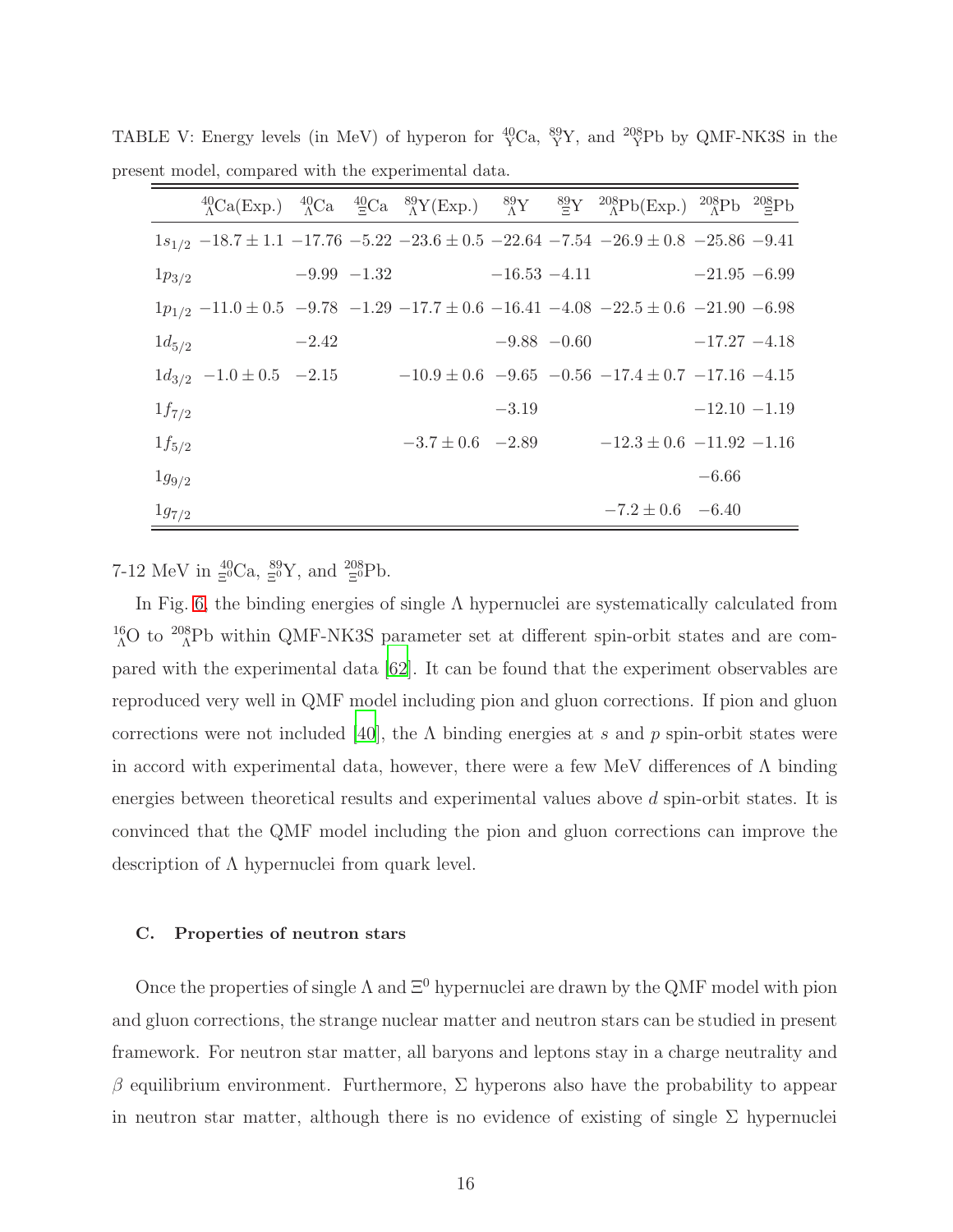TABLE V: Energy levels (in MeV) of hyperon for $^{40}_{Y}$Ca, $^{89}_{Y}$Y, and $^{208}_{Y}$Pb by QMF-NK3S in the present model, compared with the experimental data.

| | $^{40}_{\Lambda}$Ca(Exp.) | $^{40}_{\Lambda}$Ca | $^{40}_{\Xi}$Ca | $^{89}_{\Lambda}$Y(Exp.) | $^{89}_{\Lambda}$Y | $^{89}_{\Xi}$Y | $^{208}_{\Lambda}$Pb(Exp.) | $^{208}_{\Lambda}$Pb | $^{208}_{\Xi}$Pb |
|---|---|---|---|---|---|---|---|---|---|
| $1s_{1/2}$ | $-18.7 \pm 1.1$ | $-17.76$ | $-5.22$ | $-23.6 \pm 0.5$ | $-22.64$ | $-7.54$ | $-26.9 \pm 0.8$ | $-25.86$ | $-9.41$ |
| $1p_{3/2}$ | | $-9.99$ | $-1.32$ | | $-16.53$ | $-4.11$ | | $-21.95$ | $-6.99$ |
| $1p_{1/2}$ | $-11.0 \pm 0.5$ | $-9.78$ | $-1.29$ | $-17.7 \pm 0.6$ | $-16.41$ | $-4.08$ | $-22.5 \pm 0.6$ | $-21.90$ | $-6.98$ |
| $1d_{5/2}$ | | $-2.42$ | | | $-9.88$ | $-0.60$ | | $-17.27$ | $-4.18$ |
| $1d_{3/2}$ | $-1.0 \pm 0.5$ | $-2.15$ | | $-10.9 \pm 0.6$ | $-9.65$ | $-0.56$ | $-17.4 \pm 0.7$ | $-17.16$ | $-4.15$ |
| $1f_{7/2}$ | | | | | $-3.19$ | | | $-12.10$ | $-1.19$ |
| $1f_{5/2}$ | | | | $-3.7 \pm 0.6$ | $-2.89$ | | $-12.3 \pm 0.6$ | $-11.92$ | $-1.16$ |
| $1g_{9/2}$ | | | | | | | | $-6.66$ | |
| $1g_{7/2}$ | | | | | | | $-7.2 \pm 0.6$ | $-6.40$ | |

7-12 MeV in $^{40}_{\Xi^0}$Ca, $^{89}_{\Xi^0}$Y, and $^{208}_{\Xi^0}$Pb.

In Fig. 6, the binding energies of single $\Lambda$ hypernuclei are systematically calculated from $^{16}_{\Lambda}$O to $^{208}_{\Lambda}$Pb within QMF-NK3S parameter set at different spin-orbit states and are compared with the experimental data [62]. It can be found that the experiment observables are reproduced very well in QMF model including pion and gluon corrections. If pion and gluon corrections were not included [40], the $\Lambda$ binding energies at $s$ and $p$ spin-orbit states were in accord with experimental data, however, there were a few MeV differences of $\Lambda$ binding energies between theoretical results and experimental values above $d$ spin-orbit states. It is convinced that the QMF model including the pion and gluon corrections can improve the description of $\Lambda$ hypernuclei from quark level.

### C. Properties of neutron stars

Once the properties of single $\Lambda$ and $\Xi^0$ hypernuclei are drawn by the QMF model with pion and gluon corrections, the strange nuclear matter and neutron stars can be studied in present framework. For neutron star matter, all baryons and leptons stay in a charge neutrality and $\beta$ equilibrium environment. Furthermore, $\Sigma$ hyperons also have the probability to appear in neutron star matter, although there is no evidence of existing of single $\Sigma$ hypernuclei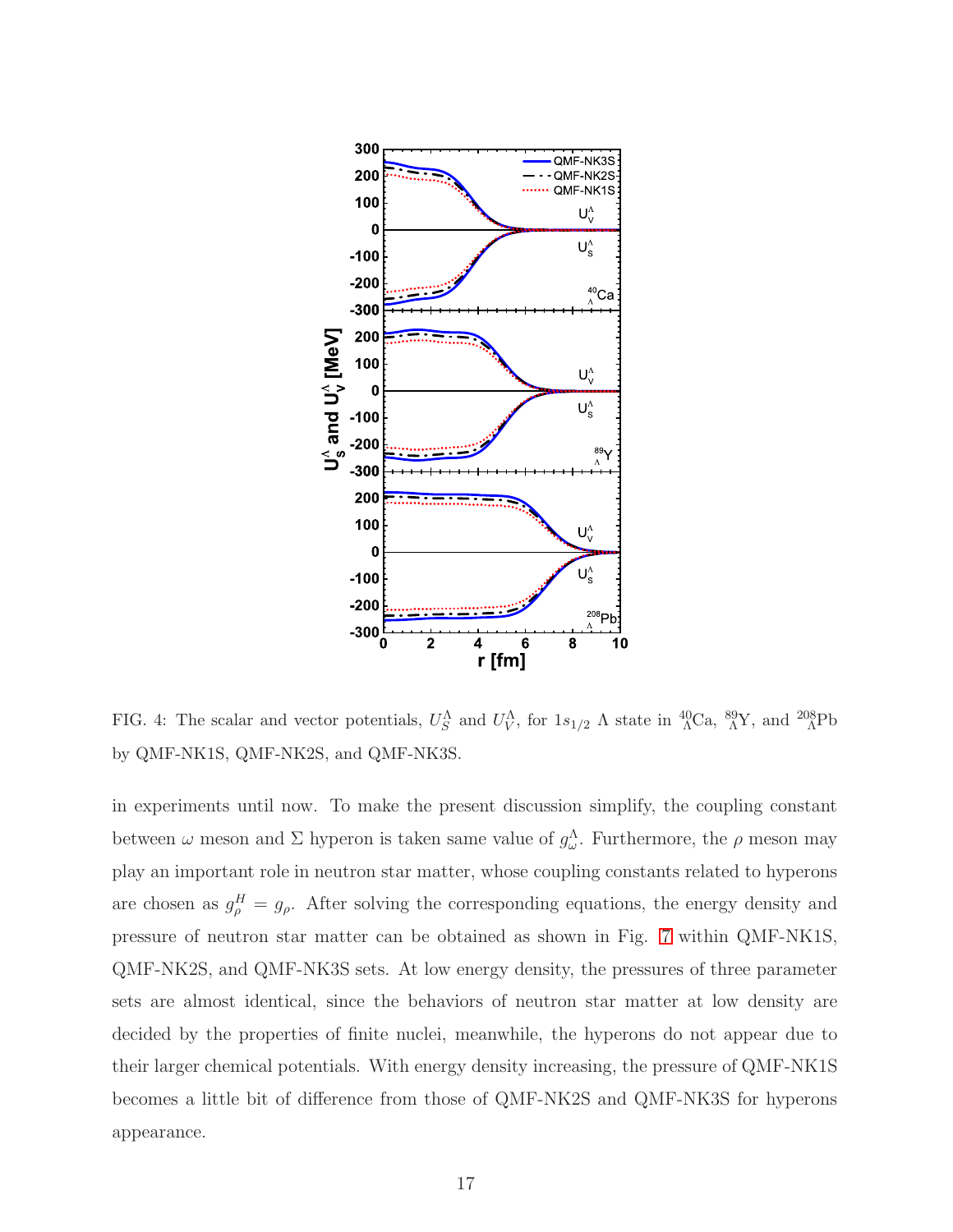FIG. 4: The scalar and vector potentials, $U_S^\Lambda$ and $U_V^\Lambda$, for $1s_{1/2}$ $\Lambda$ state in $^{40}_{\Lambda}$Ca, $^{89}_{\Lambda}$Y, and $^{208}_{\Lambda}$Pb by QMF-NK1S, QMF-NK2S, and QMF-NK3S.

in experiments until now. To make the present discussion simplify, the coupling constant between $\omega$ meson and $\Sigma$ hyperon is taken same value of $g_\omega^\Lambda$. Furthermore, the $\rho$ meson may play an important role in neutron star matter, whose coupling constants related to hyperons are chosen as $g_\rho^H = g_\rho$. After solving the corresponding equations, the energy density and pressure of neutron star matter can be obtained as shown in Fig. 7 within QMF-NK1S, QMF-NK2S, and QMF-NK3S sets. At low energy density, the pressures of three parameter sets are almost identical, since the behaviors of neutron star matter at low density are decided by the properties of finite nuclei, meanwhile, the hyperons do not appear due to their larger chemical potentials. With energy density increasing, the pressure of QMF-NK1S becomes a little bit of difference from those of QMF-NK2S and QMF-NK3S for hyperons appearance.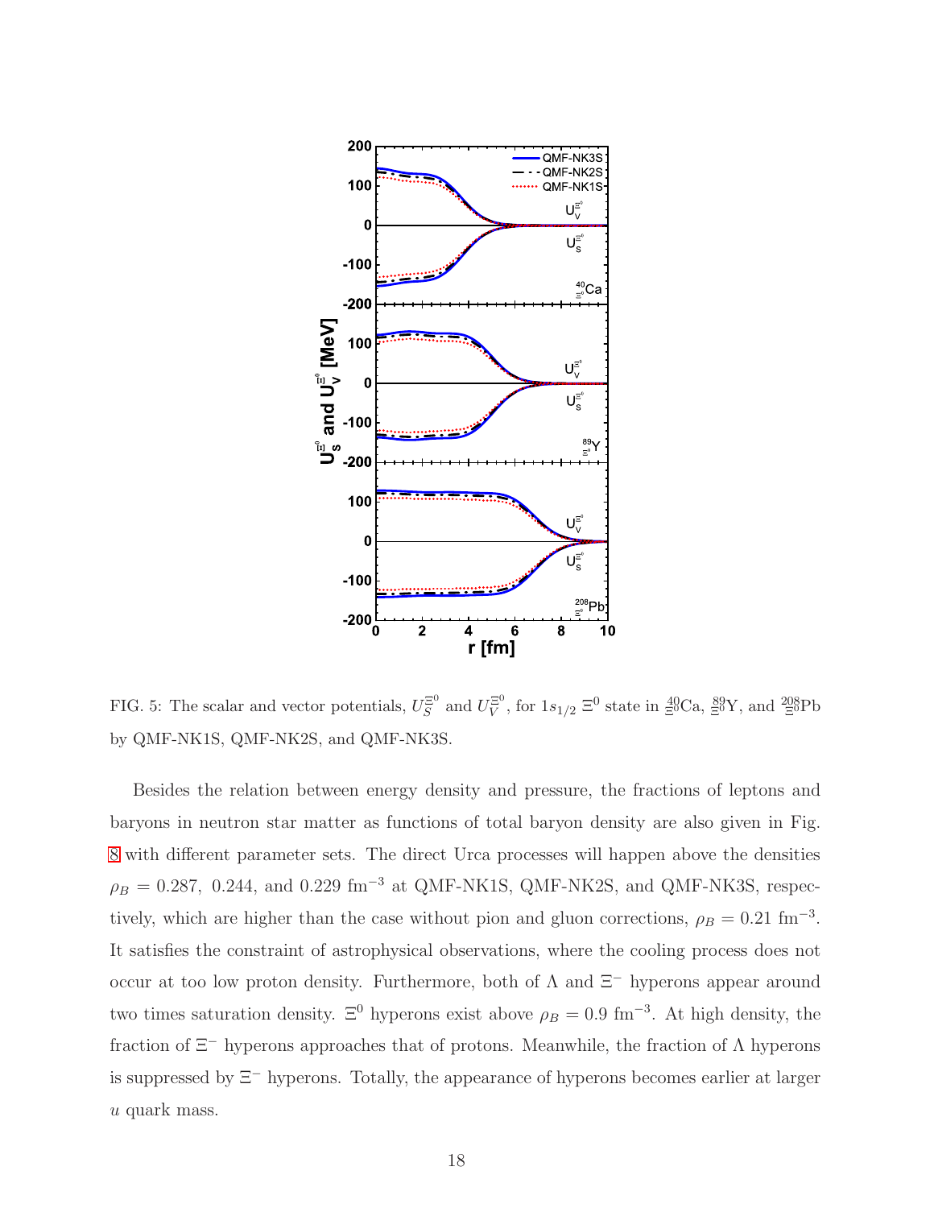FIG. 5: The scalar and vector potentials, $U_S^{\Xi^0}$ and $U_V^{\Xi^0}$, for $1s_{1/2}$ $\Xi^0$ state in ${}^{40}_{\Xi^0}$Ca, ${}^{89}_{\Xi^0}$Y, and ${}^{208}_{\Xi^0}$Pb by QMF-NK1S, QMF-NK2S, and QMF-NK3S.

Besides the relation between energy density and pressure, the fractions of leptons and baryons in neutron star matter as functions of total baryon density are also given in Fig. 8 with different parameter sets. The direct Urca processes will happen above the densities $\rho_B = 0.287,\ 0.244$, and $0.229$ fm$^{-3}$ at QMF-NK1S, QMF-NK2S, and QMF-NK3S, respectively, which are higher than the case without pion and gluon corrections, $\rho_B = 0.21$ fm$^{-3}$. It satisfies the constraint of astrophysical observations, where the cooling process does not occur at too low proton density. Furthermore, both of $\Lambda$ and $\Xi^-$ hyperons appear around two times saturation density. $\Xi^0$ hyperons exist above $\rho_B = 0.9$ fm$^{-3}$. At high density, the fraction of $\Xi^-$ hyperons approaches that of protons. Meanwhile, the fraction of $\Lambda$ hyperons is suppressed by $\Xi^-$ hyperons. Totally, the appearance of hyperons becomes earlier at larger $u$ quark mass.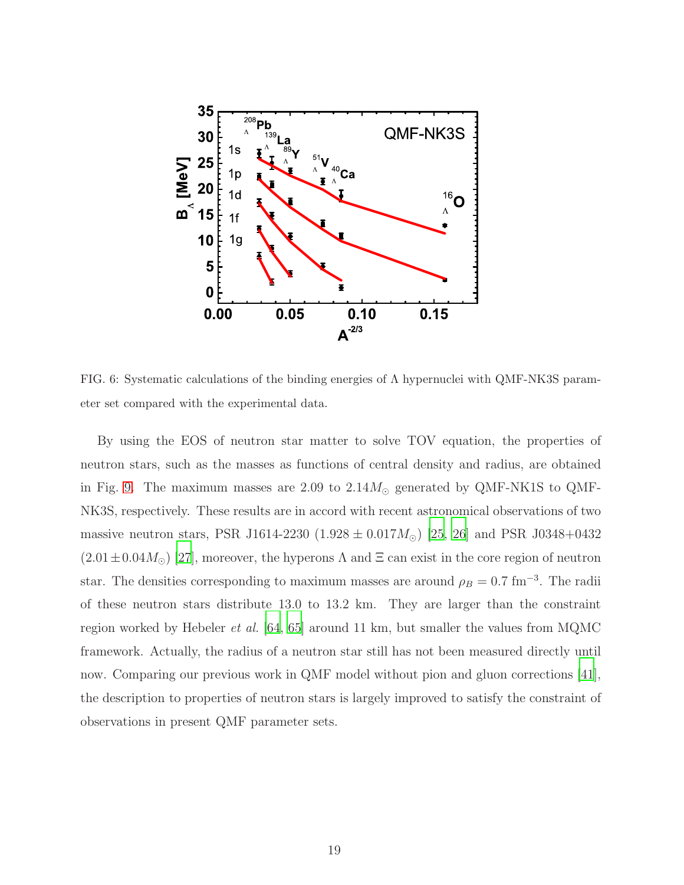FIG. 6: Systematic calculations of the binding energies of Λ hypernuclei with QMF-NK3S parameter set compared with the experimental data.

By using the EOS of neutron star matter to solve TOV equation, the properties of neutron stars, such as the masses as functions of central density and radius, are obtained in Fig. 9. The maximum masses are 2.09 to $2.14 M_\odot$ generated by QMF-NK1S to QMF-NK3S, respectively. These results are in accord with recent astronomical observations of two massive neutron stars, PSR J1614-2230 ($1.928 \pm 0.017 M_\odot$) [25, 26] and PSR J0348+0432 ($2.01 \pm 0.04 M_\odot$) [27], moreover, the hyperons Λ and Ξ can exist in the core region of neutron star. The densities corresponding to maximum masses are around $\rho_B = 0.7$ fm$^{-3}$. The radii of these neutron stars distribute 13.0 to 13.2 km. They are larger than the constraint region worked by Hebeler *et al.* [64, 65] around 11 km, but smaller the values from MQMC framework. Actually, the radius of a neutron star still has not been measured directly until now. Comparing our previous work in QMF model without pion and gluon corrections [41], the description to properties of neutron stars is largely improved to satisfy the constraint of observations in present QMF parameter sets.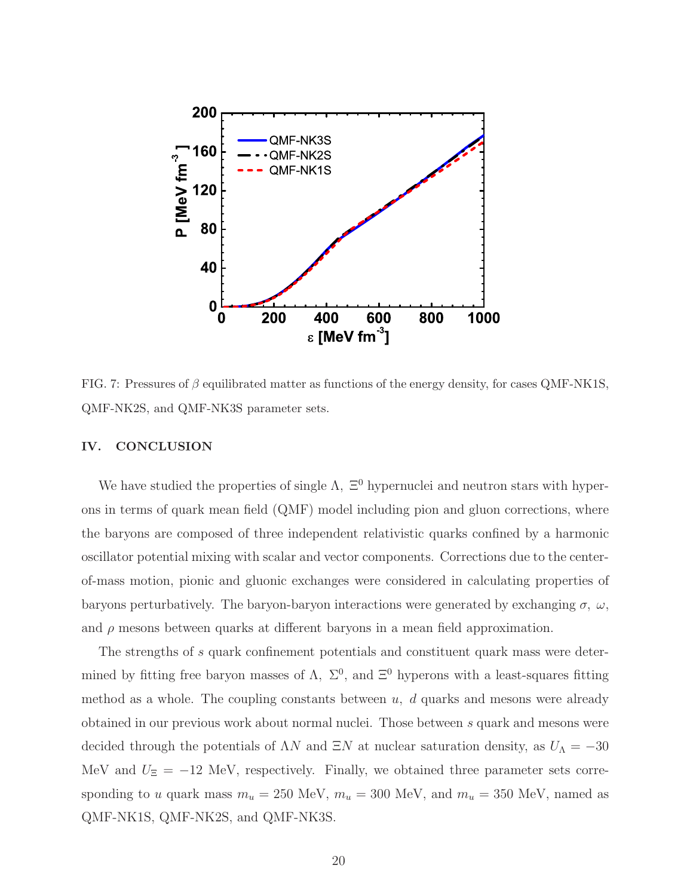FIG. 7: Pressures of $\beta$ equilibrated matter as functions of the energy density, for cases QMF-NK1S, QMF-NK2S, and QMF-NK3S parameter sets.

## IV. CONCLUSION

We have studied the properties of single $\Lambda$, $\Xi^0$ hypernuclei and neutron stars with hyperons in terms of quark mean field (QMF) model including pion and gluon corrections, where the baryons are composed of three independent relativistic quarks confined by a harmonic oscillator potential mixing with scalar and vector components. Corrections due to the center-of-mass motion, pionic and gluonic exchanges were considered in calculating properties of baryons perturbatively. The baryon-baryon interactions were generated by exchanging $\sigma$, $\omega$, and $\rho$ mesons between quarks at different baryons in a mean field approximation.

The strengths of $s$ quark confinement potentials and constituent quark mass were determined by fitting free baryon masses of $\Lambda$, $\Sigma^0$, and $\Xi^0$ hyperons with a least-squares fitting method as a whole. The coupling constants between $u$, $d$ quarks and mesons were already obtained in our previous work about normal nuclei. Those between $s$ quark and mesons were decided through the potentials of $\Lambda N$ and $\Xi N$ at nuclear saturation density, as $U_\Lambda = -30$ MeV and $U_\Xi = -12$ MeV, respectively. Finally, we obtained three parameter sets corresponding to $u$ quark mass $m_u = 250$ MeV, $m_u = 300$ MeV, and $m_u = 350$ MeV, named as QMF-NK1S, QMF-NK2S, and QMF-NK3S.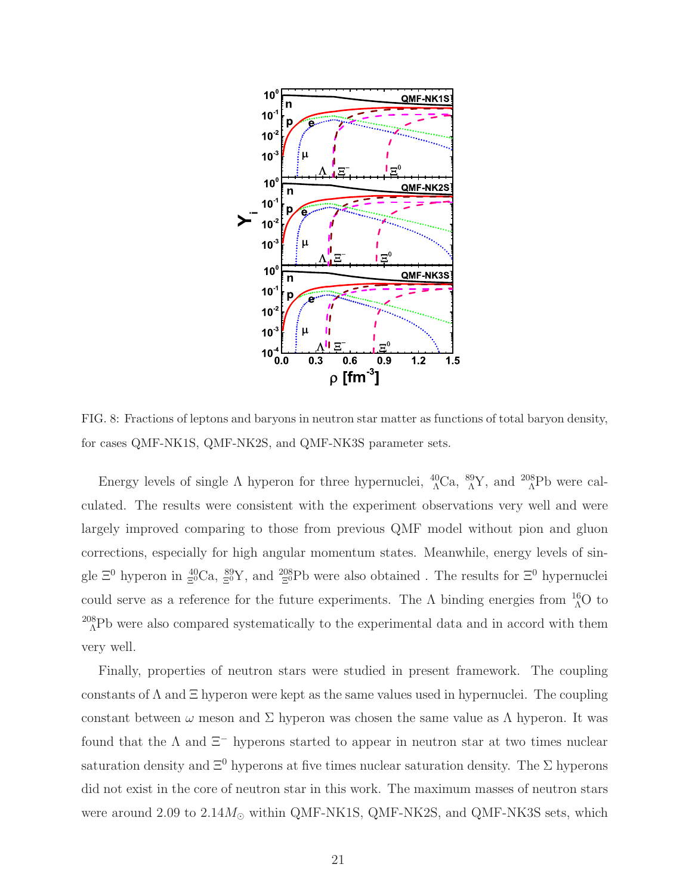FIG. 8: Fractions of leptons and baryons in neutron star matter as functions of total baryon density, for cases QMF-NK1S, QMF-NK2S, and QMF-NK3S parameter sets.

Energy levels of single $\Lambda$ hyperon for three hypernuclei, ${}^{40}_{\Lambda}$Ca, ${}^{89}_{\Lambda}$Y, and ${}^{208}_{\Lambda}$Pb were calculated. The results were consistent with the experiment observations very well and were largely improved comparing to those from previous QMF model without pion and gluon corrections, especially for high angular momentum states. Meanwhile, energy levels of single $\Xi^0$ hyperon in ${}^{40}_{\Xi^0}$Ca, ${}^{89}_{\Xi^0}$Y, and ${}^{208}_{\Xi^0}$Pb were also obtained . The results for $\Xi^0$ hypernuclei could serve as a reference for the future experiments. The $\Lambda$ binding energies from ${}^{16}_{\Lambda}$O to ${}^{208}_{\Lambda}$Pb were also compared systematically to the experimental data and in accord with them very well.

Finally, properties of neutron stars were studied in present framework. The coupling constants of $\Lambda$ and $\Xi$ hyperon were kept as the same values used in hypernuclei. The coupling constant between $\omega$ meson and $\Sigma$ hyperon was chosen the same value as $\Lambda$ hyperon. It was found that the $\Lambda$ and $\Xi^-$ hyperons started to appear in neutron star at two times nuclear saturation density and $\Xi^0$ hyperons at five times nuclear saturation density. The $\Sigma$ hyperons did not exist in the core of neutron star in this work. The maximum masses of neutron stars were around 2.09 to $2.14 M_{\odot}$ within QMF-NK1S, QMF-NK2S, and QMF-NK3S sets, which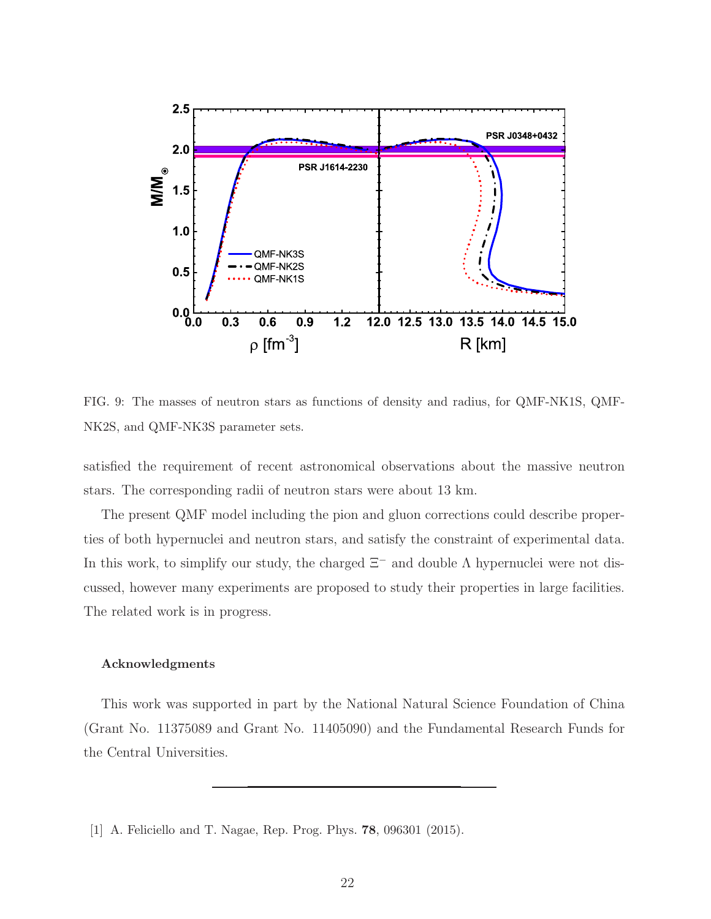FIG. 9: The masses of neutron stars as functions of density and radius, for QMF-NK1S, QMF-NK2S, and QMF-NK3S parameter sets.

satisfied the requirement of recent astronomical observations about the massive neutron stars. The corresponding radii of neutron stars were about 13 km.

The present QMF model including the pion and gluon corrections could describe properties of both hypernuclei and neutron stars, and satisfy the constraint of experimental data. In this work, to simplify our study, the charged $\Xi^-$ and double $\Lambda$ hypernuclei were not discussed, however many experiments are proposed to study their properties in large facilities. The related work is in progress.

#### Acknowledgments

This work was supported in part by the National Natural Science Foundation of China (Grant No. 11375089 and Grant No. 11405090) and the Fundamental Research Funds for the Central Universities.

---

[1] A. Feliciello and T. Nagae, Rep. Prog. Phys. **78**, 096301 (2015).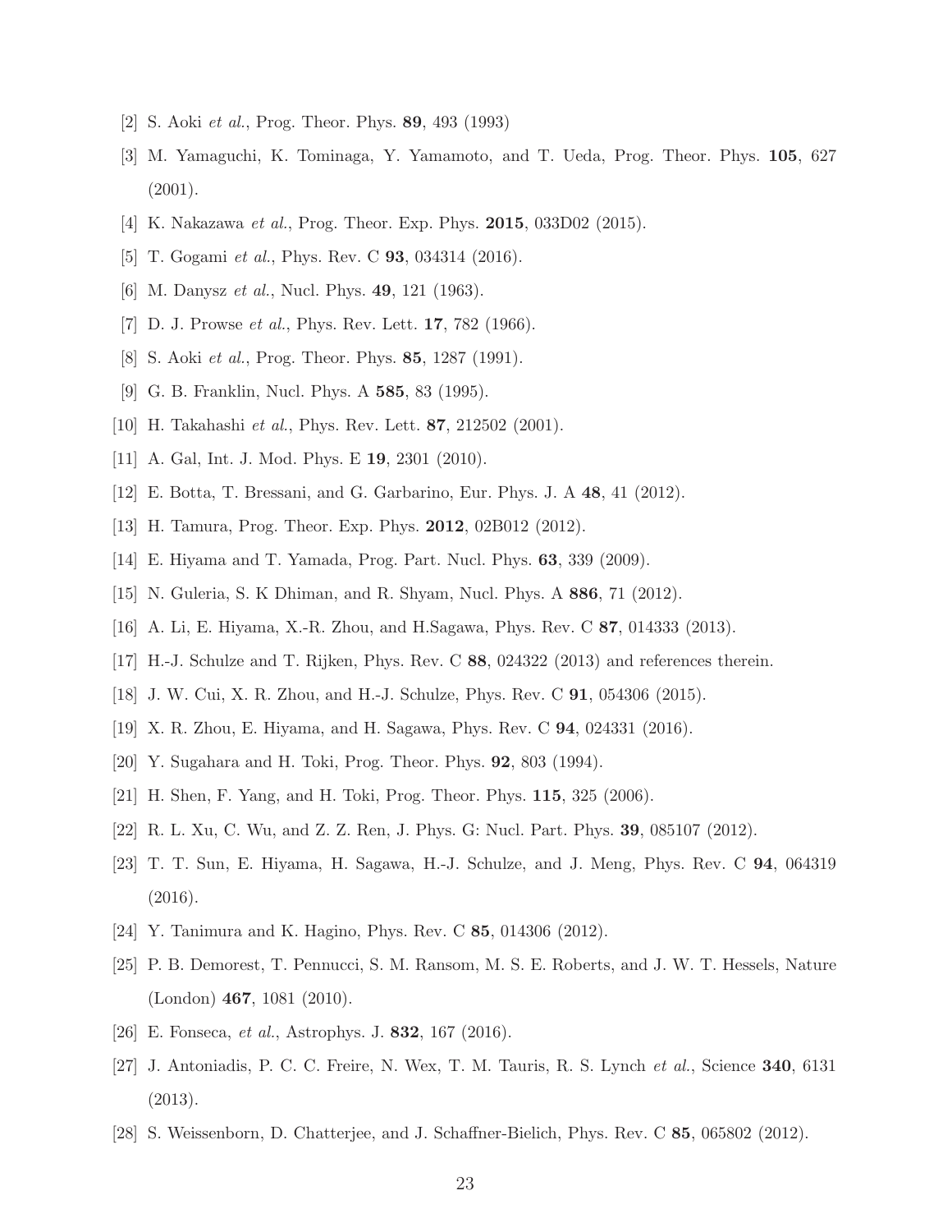[2] S. Aoki *et al.*, Prog. Theor. Phys. **89**, 493 (1993)

[3] M. Yamaguchi, K. Tominaga, Y. Yamamoto, and T. Ueda, Prog. Theor. Phys. **105**, 627 (2001).

[4] K. Nakazawa *et al.*, Prog. Theor. Exp. Phys. **2015**, 033D02 (2015).

[5] T. Gogami *et al.*, Phys. Rev. C **93**, 034314 (2016).

[6] M. Danysz *et al.*, Nucl. Phys. **49**, 121 (1963).

[7] D. J. Prowse *et al.*, Phys. Rev. Lett. **17**, 782 (1966).

[8] S. Aoki *et al.*, Prog. Theor. Phys. **85**, 1287 (1991).

[9] G. B. Franklin, Nucl. Phys. A **585**, 83 (1995).

[10] H. Takahashi *et al.*, Phys. Rev. Lett. **87**, 212502 (2001).

[11] A. Gal, Int. J. Mod. Phys. E **19**, 2301 (2010).

[12] E. Botta, T. Bressani, and G. Garbarino, Eur. Phys. J. A **48**, 41 (2012).

[13] H. Tamura, Prog. Theor. Exp. Phys. **2012**, 02B012 (2012).

[14] E. Hiyama and T. Yamada, Prog. Part. Nucl. Phys. **63**, 339 (2009).

[15] N. Guleria, S. K Dhiman, and R. Shyam, Nucl. Phys. A **886**, 71 (2012).

[16] A. Li, E. Hiyama, X.-R. Zhou, and H.Sagawa, Phys. Rev. C **87**, 014333 (2013).

[17] H.-J. Schulze and T. Rijken, Phys. Rev. C **88**, 024322 (2013) and references therein.

[18] J. W. Cui, X. R. Zhou, and H.-J. Schulze, Phys. Rev. C **91**, 054306 (2015).

[19] X. R. Zhou, E. Hiyama, and H. Sagawa, Phys. Rev. C **94**, 024331 (2016).

[20] Y. Sugahara and H. Toki, Prog. Theor. Phys. **92**, 803 (1994).

[21] H. Shen, F. Yang, and H. Toki, Prog. Theor. Phys. **115**, 325 (2006).

[22] R. L. Xu, C. Wu, and Z. Z. Ren, J. Phys. G: Nucl. Part. Phys. **39**, 085107 (2012).

[23] T. T. Sun, E. Hiyama, H. Sagawa, H.-J. Schulze, and J. Meng, Phys. Rev. C **94**, 064319 (2016).

[24] Y. Tanimura and K. Hagino, Phys. Rev. C **85**, 014306 (2012).

[25] P. B. Demorest, T. Pennucci, S. M. Ransom, M. S. E. Roberts, and J. W. T. Hessels, Nature (London) **467**, 1081 (2010).

[26] E. Fonseca, *et al.*, Astrophys. J. **832**, 167 (2016).

[27] J. Antoniadis, P. C. C. Freire, N. Wex, T. M. Tauris, R. S. Lynch *et al.*, Science **340**, 6131 (2013).

[28] S. Weissenborn, D. Chatterjee, and J. Schaffner-Bielich, Phys. Rev. C **85**, 065802 (2012).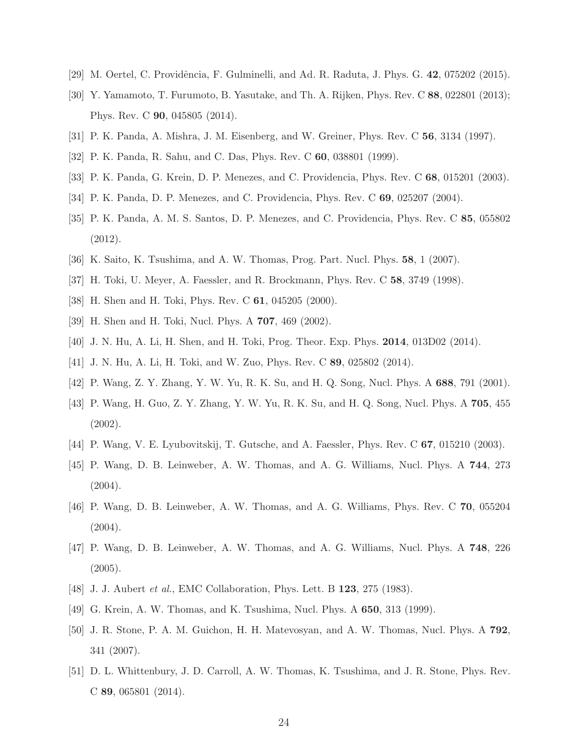[29] M. Oertel, C. Providência, F. Gulminelli, and Ad. R. Raduta, J. Phys. G. **42**, 075202 (2015).

[30] Y. Yamamoto, T. Furumoto, B. Yasutake, and Th. A. Rijken, Phys. Rev. C **88**, 022801 (2013); Phys. Rev. C **90**, 045805 (2014).

[31] P. K. Panda, A. Mishra, J. M. Eisenberg, and W. Greiner, Phys. Rev. C **56**, 3134 (1997).

[32] P. K. Panda, R. Sahu, and C. Das, Phys. Rev. C **60**, 038801 (1999).

[33] P. K. Panda, G. Krein, D. P. Menezes, and C. Providencia, Phys. Rev. C **68**, 015201 (2003).

[34] P. K. Panda, D. P. Menezes, and C. Providencia, Phys. Rev. C **69**, 025207 (2004).

[35] P. K. Panda, A. M. S. Santos, D. P. Menezes, and C. Providencia, Phys. Rev. C **85**, 055802 (2012).

[36] K. Saito, K. Tsushima, and A. W. Thomas, Prog. Part. Nucl. Phys. **58**, 1 (2007).

[37] H. Toki, U. Meyer, A. Faessler, and R. Brockmann, Phys. Rev. C **58**, 3749 (1998).

[38] H. Shen and H. Toki, Phys. Rev. C **61**, 045205 (2000).

[39] H. Shen and H. Toki, Nucl. Phys. A **707**, 469 (2002).

[40] J. N. Hu, A. Li, H. Shen, and H. Toki, Prog. Theor. Exp. Phys. **2014**, 013D02 (2014).

[41] J. N. Hu, A. Li, H. Toki, and W. Zuo, Phys. Rev. C **89**, 025802 (2014).

[42] P. Wang, Z. Y. Zhang, Y. W. Yu, R. K. Su, and H. Q. Song, Nucl. Phys. A **688**, 791 (2001).

[43] P. Wang, H. Guo, Z. Y. Zhang, Y. W. Yu, R. K. Su, and H. Q. Song, Nucl. Phys. A **705**, 455 (2002).

[44] P. Wang, V. E. Lyubovitskij, T. Gutsche, and A. Faessler, Phys. Rev. C **67**, 015210 (2003).

[45] P. Wang, D. B. Leinweber, A. W. Thomas, and A. G. Williams, Nucl. Phys. A **744**, 273 (2004).

[46] P. Wang, D. B. Leinweber, A. W. Thomas, and A. G. Williams, Phys. Rev. C **70**, 055204 (2004).

[47] P. Wang, D. B. Leinweber, A. W. Thomas, and A. G. Williams, Nucl. Phys. A **748**, 226 (2005).

[48] J. J. Aubert *et al.*, EMC Collaboration, Phys. Lett. B **123**, 275 (1983).

[49] G. Krein, A. W. Thomas, and K. Tsushima, Nucl. Phys. A **650**, 313 (1999).

[50] J. R. Stone, P. A. M. Guichon, H. H. Matevosyan, and A. W. Thomas, Nucl. Phys. A **792**, 341 (2007).

[51] D. L. Whittenbury, J. D. Carroll, A. W. Thomas, K. Tsushima, and J. R. Stone, Phys. Rev. C **89**, 065801 (2014).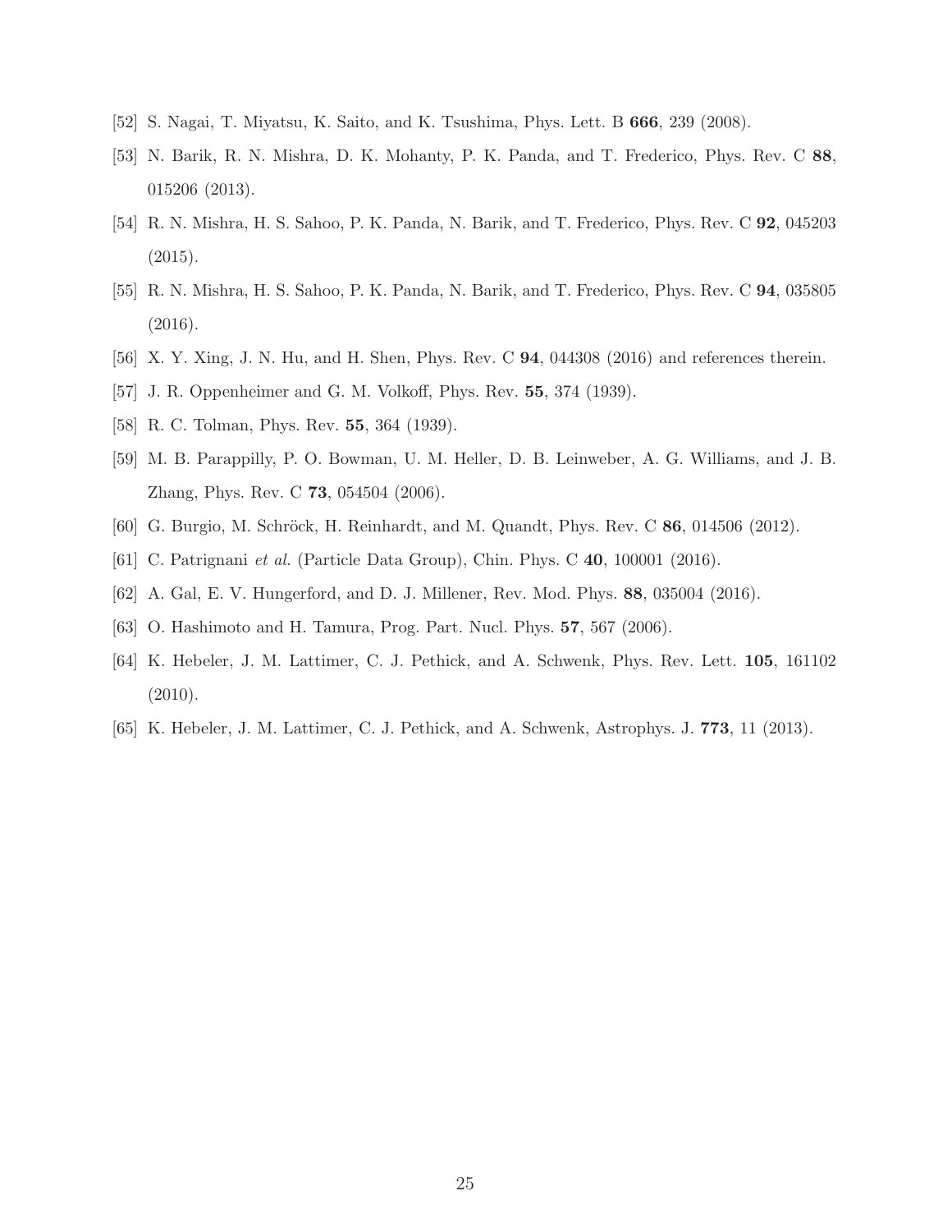[52] S. Nagai, T. Miyatsu, K. Saito, and K. Tsushima, Phys. Lett. B **666**, 239 (2008).

[53] N. Barik, R. N. Mishra, D. K. Mohanty, P. K. Panda, and T. Frederico, Phys. Rev. C **88**, 015206 (2013).

[54] R. N. Mishra, H. S. Sahoo, P. K. Panda, N. Barik, and T. Frederico, Phys. Rev. C **92**, 045203 (2015).

[55] R. N. Mishra, H. S. Sahoo, P. K. Panda, N. Barik, and T. Frederico, Phys. Rev. C **94**, 035805 (2016).

[56] X. Y. Xing, J. N. Hu, and H. Shen, Phys. Rev. C **94**, 044308 (2016) and references therein.

[57] J. R. Oppenheimer and G. M. Volkoff, Phys. Rev. **55**, 374 (1939).

[58] R. C. Tolman, Phys. Rev. **55**, 364 (1939).

[59] M. B. Parappilly, P. O. Bowman, U. M. Heller, D. B. Leinweber, A. G. Williams, and J. B. Zhang, Phys. Rev. C **73**, 054504 (2006).

[60] G. Burgio, M. Schröck, H. Reinhardt, and M. Quandt, Phys. Rev. C **86**, 014506 (2012).

[61] C. Patrignani *et al.* (Particle Data Group), Chin. Phys. C **40**, 100001 (2016).

[62] A. Gal, E. V. Hungerford, and D. J. Millener, Rev. Mod. Phys. **88**, 035004 (2016).

[63] O. Hashimoto and H. Tamura, Prog. Part. Nucl. Phys. **57**, 567 (2006).

[64] K. Hebeler, J. M. Lattimer, C. J. Pethick, and A. Schwenk, Phys. Rev. Lett. **105**, 161102 (2010).

[65] K. Hebeler, J. M. Lattimer, C. J. Pethick, and A. Schwenk, Astrophys. J. **773**, 11 (2013).